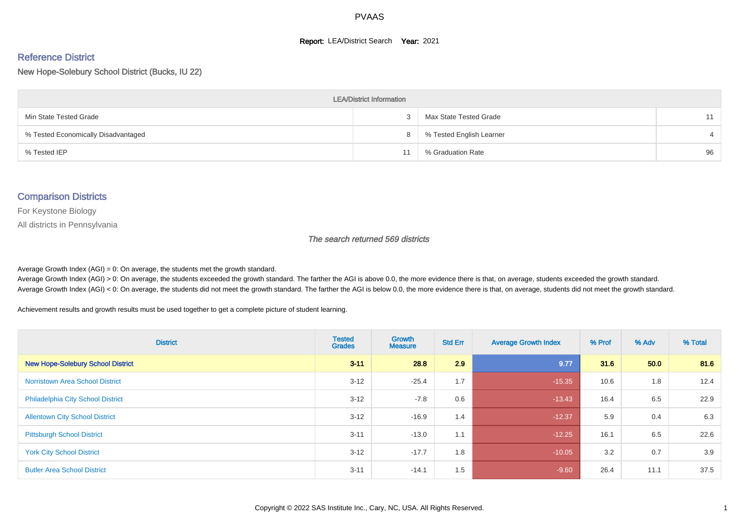# PVAAS

**Report:** LEA/District Search **Year:** 2021

## Reference District

New Hope-Solebury School District (Bucks, IU 22)

| LEA/District Information | | | |
|---|---|---|---|
| Min State Tested Grade | 3 | Max State Tested Grade | 11 |
| % Tested Economically Disadvantaged | 8 | % Tested English Learner | 4 |
| % Tested IEP | 11 | % Graduation Rate | 96 |

## Comparison Districts

For Keystone Biology

All districts in Pennsylvania

*The search returned 569 districts*

Average Growth Index (AGI) = 0: On average, the students met the growth standard.
Average Growth Index (AGI) > 0: On average, the students exceeded the growth standard. The farther the AGI is above 0.0, the more evidence there is that, on average, students exceeded the growth standard.
Average Growth Index (AGI) < 0: On average, the students did not meet the growth standard. The farther the AGI is below 0.0, the more evidence there is that, on average, students did not meet the growth standard.

Achievement results and growth results must be used together to get a complete picture of student learning.

| District | Tested Grades | Growth Measure | Std Err | Average Growth Index | % Prof | % Adv | % Total |
|---|---|---|---|---|---|---|---|
| **New Hope-Solebury School District** | **3-11** | **28.8** | **2.9** | **9.77** | **31.6** | **50.0** | **81.6** |
| Norristown Area School District | 3-12 | -25.4 | 1.7 | -15.35 | 10.6 | 1.8 | 12.4 |
| Philadelphia City School District | 3-12 | -7.8 | 0.6 | -13.43 | 16.4 | 6.5 | 22.9 |
| Allentown City School District | 3-12 | -16.9 | 1.4 | -12.37 | 5.9 | 0.4 | 6.3 |
| Pittsburgh School District | 3-11 | -13.0 | 1.1 | -12.25 | 16.1 | 6.5 | 22.6 |
| York City School District | 3-12 | -17.7 | 1.8 | -10.05 | 3.2 | 0.7 | 3.9 |
| Butler Area School District | 3-11 | -14.1 | 1.5 | -9.60 | 26.4 | 11.1 | 37.5 |

Copyright © 2022 SAS Institute Inc., Cary, NC, USA. All Rights Reserved.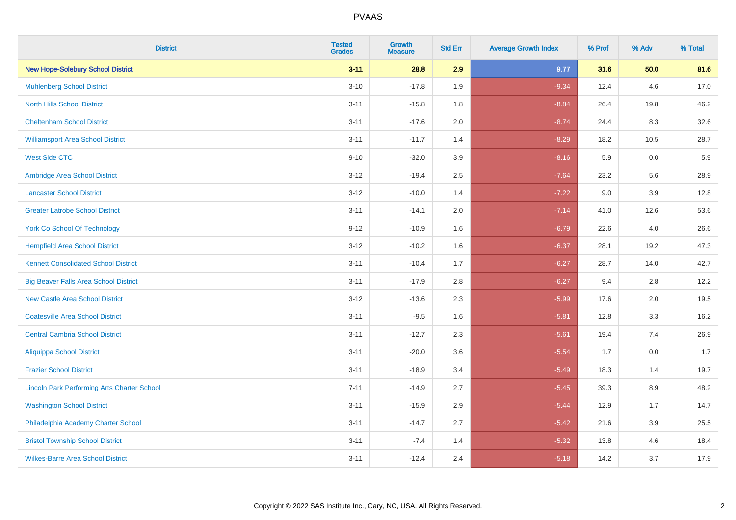| District | Tested Grades | Growth Measure | Std Err | Average Growth Index | % Prof | % Adv | % Total |
|---|---|---|---|---|---|---|---|
| **New Hope-Solebury School District** | **3-11** | **28.8** | **2.9** | **9.77** | **31.6** | **50.0** | **81.6** |
| Muhlenberg School District | 3-10 | -17.8 | 1.9 | -9.34 | 12.4 | 4.6 | 17.0 |
| North Hills School District | 3-11 | -15.8 | 1.8 | -8.84 | 26.4 | 19.8 | 46.2 |
| Cheltenham School District | 3-11 | -17.6 | 2.0 | -8.74 | 24.4 | 8.3 | 32.6 |
| Williamsport Area School District | 3-11 | -11.7 | 1.4 | -8.29 | 18.2 | 10.5 | 28.7 |
| West Side CTC | 9-10 | -32.0 | 3.9 | -8.16 | 5.9 | 0.0 | 5.9 |
| Ambridge Area School District | 3-12 | -19.4 | 2.5 | -7.64 | 23.2 | 5.6 | 28.9 |
| Lancaster School District | 3-12 | -10.0 | 1.4 | -7.22 | 9.0 | 3.9 | 12.8 |
| Greater Latrobe School District | 3-11 | -14.1 | 2.0 | -7.14 | 41.0 | 12.6 | 53.6 |
| York Co School Of Technology | 9-12 | -10.9 | 1.6 | -6.79 | 22.6 | 4.0 | 26.6 |
| Hempfield Area School District | 3-12 | -10.2 | 1.6 | -6.37 | 28.1 | 19.2 | 47.3 |
| Kennett Consolidated School District | 3-11 | -10.4 | 1.7 | -6.27 | 28.7 | 14.0 | 42.7 |
| Big Beaver Falls Area School District | 3-11 | -17.9 | 2.8 | -6.27 | 9.4 | 2.8 | 12.2 |
| New Castle Area School District | 3-12 | -13.6 | 2.3 | -5.99 | 17.6 | 2.0 | 19.5 |
| Coatesville Area School District | 3-11 | -9.5 | 1.6 | -5.81 | 12.8 | 3.3 | 16.2 |
| Central Cambria School District | 3-11 | -12.7 | 2.3 | -5.61 | 19.4 | 7.4 | 26.9 |
| Aliquippa School District | 3-11 | -20.0 | 3.6 | -5.54 | 1.7 | 0.0 | 1.7 |
| Frazier School District | 3-11 | -18.9 | 3.4 | -5.49 | 18.3 | 1.4 | 19.7 |
| Lincoln Park Performing Arts Charter School | 7-11 | -14.9 | 2.7 | -5.45 | 39.3 | 8.9 | 48.2 |
| Washington School District | 3-11 | -15.9 | 2.9 | -5.44 | 12.9 | 1.7 | 14.7 |
| Philadelphia Academy Charter School | 3-11 | -14.7 | 2.7 | -5.42 | 21.6 | 3.9 | 25.5 |
| Bristol Township School District | 3-11 | -7.4 | 1.4 | -5.32 | 13.8 | 4.6 | 18.4 |
| Wilkes-Barre Area School District | 3-11 | -12.4 | 2.4 | -5.18 | 14.2 | 3.7 | 17.9 |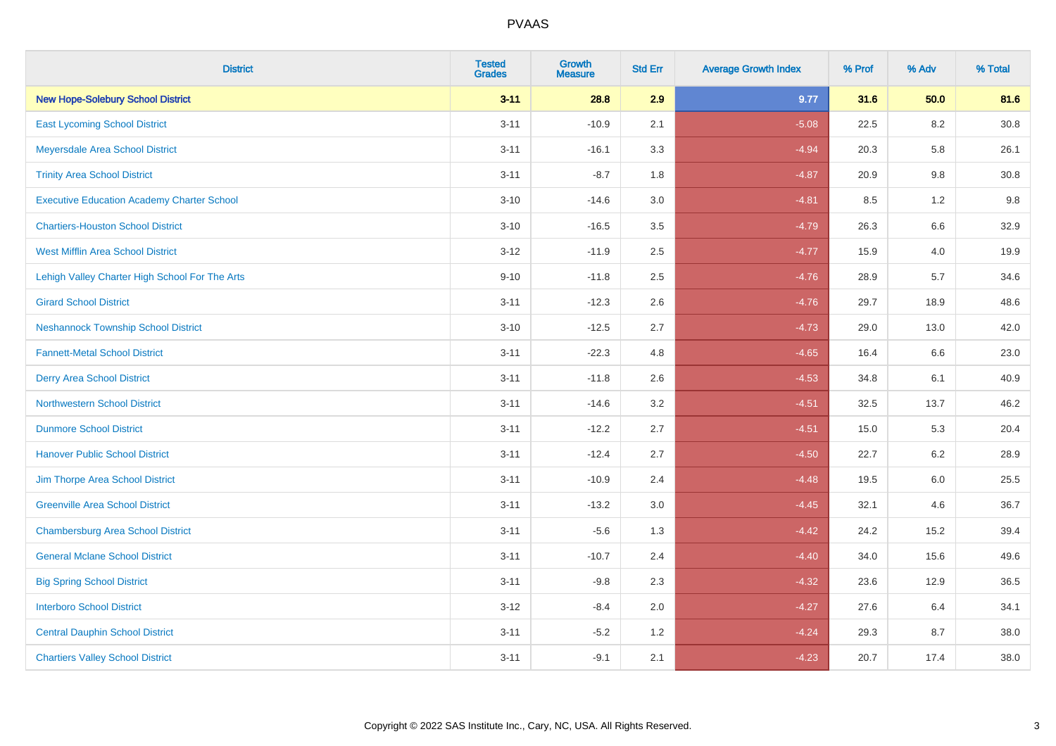# PVAAS

| District | Tested Grades | Growth Measure | Std Err | Average Growth Index | % Prof | % Adv | % Total |
|---|---|---|---|---|---|---|---|
| **New Hope-Solebury School District** | **3-11** | **28.8** | **2.9** | **9.77** | **31.6** | **50.0** | **81.6** |
| East Lycoming School District | 3-11 | -10.9 | 2.1 | -5.08 | 22.5 | 8.2 | 30.8 |
| Meyersdale Area School District | 3-11 | -16.1 | 3.3 | -4.94 | 20.3 | 5.8 | 26.1 |
| Trinity Area School District | 3-11 | -8.7 | 1.8 | -4.87 | 20.9 | 9.8 | 30.8 |
| Executive Education Academy Charter School | 3-10 | -14.6 | 3.0 | -4.81 | 8.5 | 1.2 | 9.8 |
| Chartiers-Houston School District | 3-10 | -16.5 | 3.5 | -4.79 | 26.3 | 6.6 | 32.9 |
| West Mifflin Area School District | 3-12 | -11.9 | 2.5 | -4.77 | 15.9 | 4.0 | 19.9 |
| Lehigh Valley Charter High School For The Arts | 9-10 | -11.8 | 2.5 | -4.76 | 28.9 | 5.7 | 34.6 |
| Girard School District | 3-11 | -12.3 | 2.6 | -4.76 | 29.7 | 18.9 | 48.6 |
| Neshannock Township School District | 3-10 | -12.5 | 2.7 | -4.73 | 29.0 | 13.0 | 42.0 |
| Fannett-Metal School District | 3-11 | -22.3 | 4.8 | -4.65 | 16.4 | 6.6 | 23.0 |
| Derry Area School District | 3-11 | -11.8 | 2.6 | -4.53 | 34.8 | 6.1 | 40.9 |
| Northwestern School District | 3-11 | -14.6 | 3.2 | -4.51 | 32.5 | 13.7 | 46.2 |
| Dunmore School District | 3-11 | -12.2 | 2.7 | -4.51 | 15.0 | 5.3 | 20.4 |
| Hanover Public School District | 3-11 | -12.4 | 2.7 | -4.50 | 22.7 | 6.2 | 28.9 |
| Jim Thorpe Area School District | 3-11 | -10.9 | 2.4 | -4.48 | 19.5 | 6.0 | 25.5 |
| Greenville Area School District | 3-11 | -13.2 | 3.0 | -4.45 | 32.1 | 4.6 | 36.7 |
| Chambersburg Area School District | 3-11 | -5.6 | 1.3 | -4.42 | 24.2 | 15.2 | 39.4 |
| General Mclane School District | 3-11 | -10.7 | 2.4 | -4.40 | 34.0 | 15.6 | 49.6 |
| Big Spring School District | 3-11 | -9.8 | 2.3 | -4.32 | 23.6 | 12.9 | 36.5 |
| Interboro School District | 3-12 | -8.4 | 2.0 | -4.27 | 27.6 | 6.4 | 34.1 |
| Central Dauphin School District | 3-11 | -5.2 | 1.2 | -4.24 | 29.3 | 8.7 | 38.0 |
| Chartiers Valley School District | 3-11 | -9.1 | 2.1 | -4.23 | 20.7 | 17.4 | 38.0 |

Copyright © 2022 SAS Institute Inc., Cary, NC, USA. All Rights Reserved.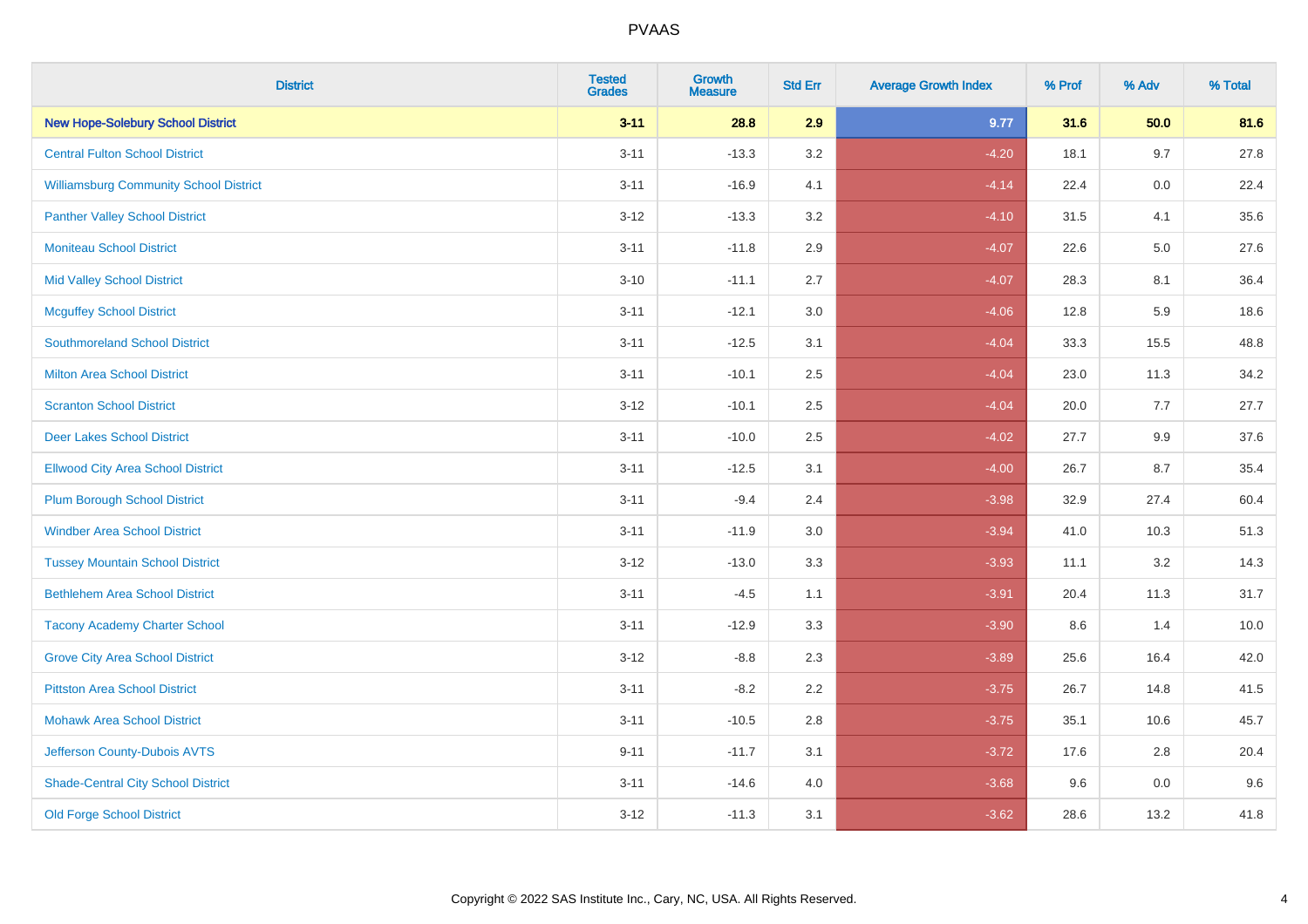| District | Tested Grades | Growth Measure | Std Err | Average Growth Index | % Prof | % Adv | % Total |
|---|---|---|---|---|---|---|---|
| **New Hope-Solebury School District** | **3-11** | **28.8** | **2.9** | **9.77** | **31.6** | **50.0** | **81.6** |
| Central Fulton School District | 3-11 | -13.3 | 3.2 | -4.20 | 18.1 | 9.7 | 27.8 |
| Williamsburg Community School District | 3-11 | -16.9 | 4.1 | -4.14 | 22.4 | 0.0 | 22.4 |
| Panther Valley School District | 3-12 | -13.3 | 3.2 | -4.10 | 31.5 | 4.1 | 35.6 |
| Moniteau School District | 3-11 | -11.8 | 2.9 | -4.07 | 22.6 | 5.0 | 27.6 |
| Mid Valley School District | 3-10 | -11.1 | 2.7 | -4.07 | 28.3 | 8.1 | 36.4 |
| Mcguffey School District | 3-11 | -12.1 | 3.0 | -4.06 | 12.8 | 5.9 | 18.6 |
| Southmoreland School District | 3-11 | -12.5 | 3.1 | -4.04 | 33.3 | 15.5 | 48.8 |
| Milton Area School District | 3-11 | -10.1 | 2.5 | -4.04 | 23.0 | 11.3 | 34.2 |
| Scranton School District | 3-12 | -10.1 | 2.5 | -4.04 | 20.0 | 7.7 | 27.7 |
| Deer Lakes School District | 3-11 | -10.0 | 2.5 | -4.02 | 27.7 | 9.9 | 37.6 |
| Ellwood City Area School District | 3-11 | -12.5 | 3.1 | -4.00 | 26.7 | 8.7 | 35.4 |
| Plum Borough School District | 3-11 | -9.4 | 2.4 | -3.98 | 32.9 | 27.4 | 60.4 |
| Windber Area School District | 3-11 | -11.9 | 3.0 | -3.94 | 41.0 | 10.3 | 51.3 |
| Tussey Mountain School District | 3-12 | -13.0 | 3.3 | -3.93 | 11.1 | 3.2 | 14.3 |
| Bethlehem Area School District | 3-11 | -4.5 | 1.1 | -3.91 | 20.4 | 11.3 | 31.7 |
| Tacony Academy Charter School | 3-11 | -12.9 | 3.3 | -3.90 | 8.6 | 1.4 | 10.0 |
| Grove City Area School District | 3-12 | -8.8 | 2.3 | -3.89 | 25.6 | 16.4 | 42.0 |
| Pittston Area School District | 3-11 | -8.2 | 2.2 | -3.75 | 26.7 | 14.8 | 41.5 |
| Mohawk Area School District | 3-11 | -10.5 | 2.8 | -3.75 | 35.1 | 10.6 | 45.7 |
| Jefferson County-Dubois AVTS | 9-11 | -11.7 | 3.1 | -3.72 | 17.6 | 2.8 | 20.4 |
| Shade-Central City School District | 3-11 | -14.6 | 4.0 | -3.68 | 9.6 | 0.0 | 9.6 |
| Old Forge School District | 3-12 | -11.3 | 3.1 | -3.62 | 28.6 | 13.2 | 41.8 |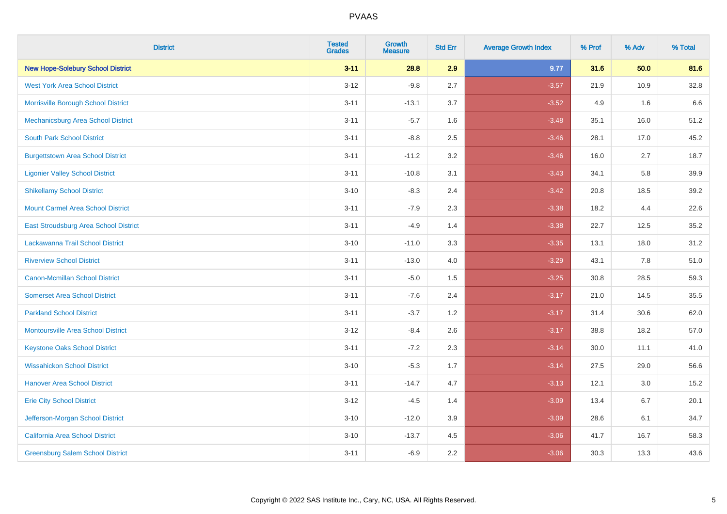# PVAAS

| District | Tested Grades | Growth Measure | Std Err | Average Growth Index | % Prof | % Adv | % Total |
|---|---|---|---|---|---|---|---|
| **New Hope-Solebury School District** | **3-11** | **28.8** | **2.9** | **9.77** | **31.6** | **50.0** | **81.6** |
| West York Area School District | 3-12 | -9.8 | 2.7 | -3.57 | 21.9 | 10.9 | 32.8 |
| Morrisville Borough School District | 3-11 | -13.1 | 3.7 | -3.52 | 4.9 | 1.6 | 6.6 |
| Mechanicsburg Area School District | 3-11 | -5.7 | 1.6 | -3.48 | 35.1 | 16.0 | 51.2 |
| South Park School District | 3-11 | -8.8 | 2.5 | -3.46 | 28.1 | 17.0 | 45.2 |
| Burgettstown Area School District | 3-11 | -11.2 | 3.2 | -3.46 | 16.0 | 2.7 | 18.7 |
| Ligonier Valley School District | 3-11 | -10.8 | 3.1 | -3.43 | 34.1 | 5.8 | 39.9 |
| Shikellamy School District | 3-10 | -8.3 | 2.4 | -3.42 | 20.8 | 18.5 | 39.2 |
| Mount Carmel Area School District | 3-11 | -7.9 | 2.3 | -3.38 | 18.2 | 4.4 | 22.6 |
| East Stroudsburg Area School District | 3-11 | -4.9 | 1.4 | -3.38 | 22.7 | 12.5 | 35.2 |
| Lackawanna Trail School District | 3-10 | -11.0 | 3.3 | -3.35 | 13.1 | 18.0 | 31.2 |
| Riverview School District | 3-11 | -13.0 | 4.0 | -3.29 | 43.1 | 7.8 | 51.0 |
| Canon-Mcmillan School District | 3-11 | -5.0 | 1.5 | -3.25 | 30.8 | 28.5 | 59.3 |
| Somerset Area School District | 3-11 | -7.6 | 2.4 | -3.17 | 21.0 | 14.5 | 35.5 |
| Parkland School District | 3-11 | -3.7 | 1.2 | -3.17 | 31.4 | 30.6 | 62.0 |
| Montoursville Area School District | 3-12 | -8.4 | 2.6 | -3.17 | 38.8 | 18.2 | 57.0 |
| Keystone Oaks School District | 3-11 | -7.2 | 2.3 | -3.14 | 30.0 | 11.1 | 41.0 |
| Wissahickon School District | 3-10 | -5.3 | 1.7 | -3.14 | 27.5 | 29.0 | 56.6 |
| Hanover Area School District | 3-11 | -14.7 | 4.7 | -3.13 | 12.1 | 3.0 | 15.2 |
| Erie City School District | 3-12 | -4.5 | 1.4 | -3.09 | 13.4 | 6.7 | 20.1 |
| Jefferson-Morgan School District | 3-10 | -12.0 | 3.9 | -3.09 | 28.6 | 6.1 | 34.7 |
| California Area School District | 3-10 | -13.7 | 4.5 | -3.06 | 41.7 | 16.7 | 58.3 |
| Greensburg Salem School District | 3-11 | -6.9 | 2.2 | -3.06 | 30.3 | 13.3 | 43.6 |

Copyright © 2022 SAS Institute Inc., Cary, NC, USA. All Rights Reserved.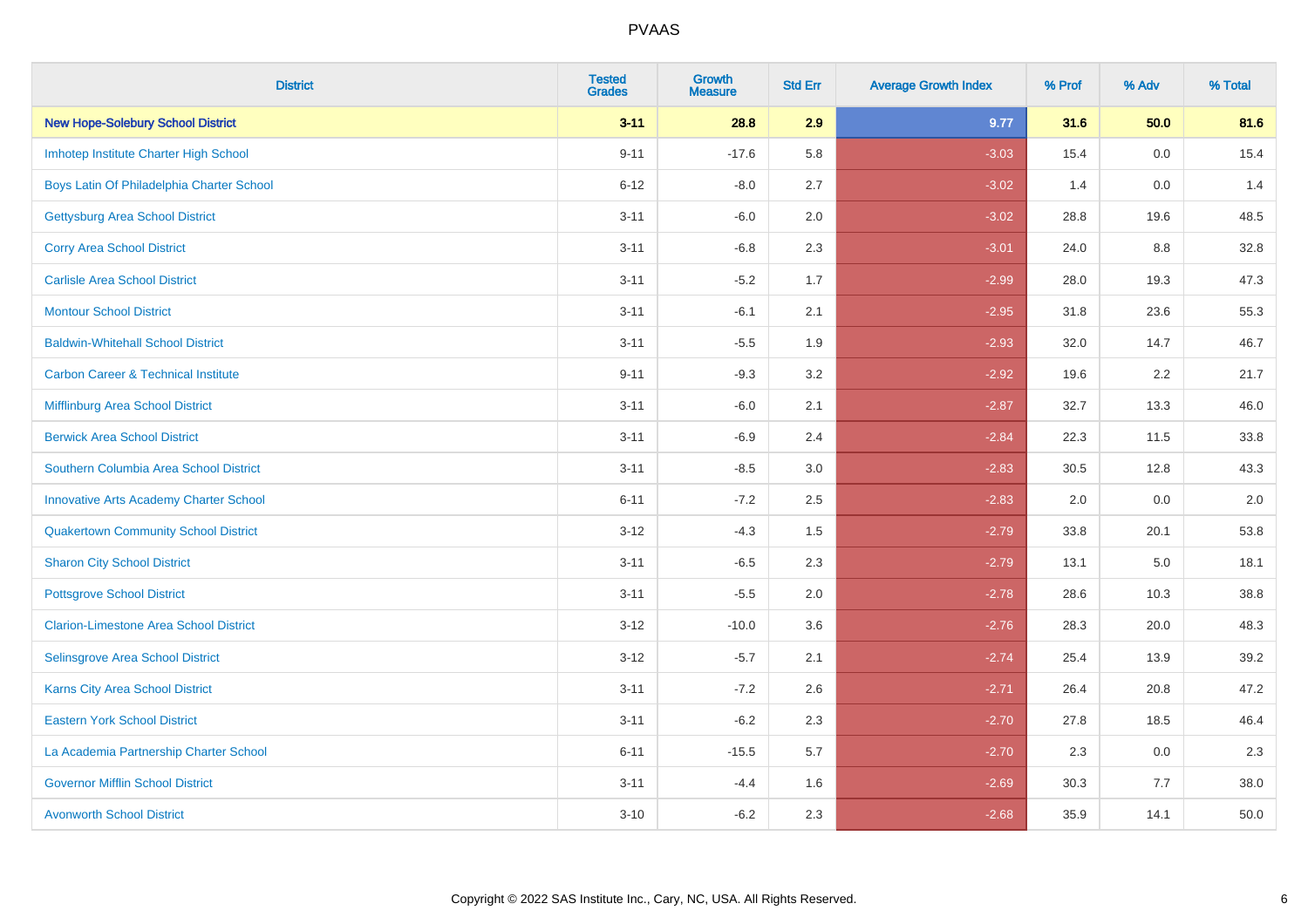| District | Tested Grades | Growth Measure | Std Err | Average Growth Index | % Prof | % Adv | % Total |
|---|---|---|---|---|---|---|---|
| **New Hope-Solebury School District** | **3-11** | **28.8** | **2.9** | **9.77** | **31.6** | **50.0** | **81.6** |
| Imhotep Institute Charter High School | 9-11 | -17.6 | 5.8 | -3.03 | 15.4 | 0.0 | 15.4 |
| Boys Latin Of Philadelphia Charter School | 6-12 | -8.0 | 2.7 | -3.02 | 1.4 | 0.0 | 1.4 |
| Gettysburg Area School District | 3-11 | -6.0 | 2.0 | -3.02 | 28.8 | 19.6 | 48.5 |
| Corry Area School District | 3-11 | -6.8 | 2.3 | -3.01 | 24.0 | 8.8 | 32.8 |
| Carlisle Area School District | 3-11 | -5.2 | 1.7 | -2.99 | 28.0 | 19.3 | 47.3 |
| Montour School District | 3-11 | -6.1 | 2.1 | -2.95 | 31.8 | 23.6 | 55.3 |
| Baldwin-Whitehall School District | 3-11 | -5.5 | 1.9 | -2.93 | 32.0 | 14.7 | 46.7 |
| Carbon Career & Technical Institute | 9-11 | -9.3 | 3.2 | -2.92 | 19.6 | 2.2 | 21.7 |
| Mifflinburg Area School District | 3-11 | -6.0 | 2.1 | -2.87 | 32.7 | 13.3 | 46.0 |
| Berwick Area School District | 3-11 | -6.9 | 2.4 | -2.84 | 22.3 | 11.5 | 33.8 |
| Southern Columbia Area School District | 3-11 | -8.5 | 3.0 | -2.83 | 30.5 | 12.8 | 43.3 |
| Innovative Arts Academy Charter School | 6-11 | -7.2 | 2.5 | -2.83 | 2.0 | 0.0 | 2.0 |
| Quakertown Community School District | 3-12 | -4.3 | 1.5 | -2.79 | 33.8 | 20.1 | 53.8 |
| Sharon City School District | 3-11 | -6.5 | 2.3 | -2.79 | 13.1 | 5.0 | 18.1 |
| Pottsgrove School District | 3-11 | -5.5 | 2.0 | -2.78 | 28.6 | 10.3 | 38.8 |
| Clarion-Limestone Area School District | 3-12 | -10.0 | 3.6 | -2.76 | 28.3 | 20.0 | 48.3 |
| Selinsgrove Area School District | 3-12 | -5.7 | 2.1 | -2.74 | 25.4 | 13.9 | 39.2 |
| Karns City Area School District | 3-11 | -7.2 | 2.6 | -2.71 | 26.4 | 20.8 | 47.2 |
| Eastern York School District | 3-11 | -6.2 | 2.3 | -2.70 | 27.8 | 18.5 | 46.4 |
| La Academia Partnership Charter School | 6-11 | -15.5 | 5.7 | -2.70 | 2.3 | 0.0 | 2.3 |
| Governor Mifflin School District | 3-11 | -4.4 | 1.6 | -2.69 | 30.3 | 7.7 | 38.0 |
| Avonworth School District | 3-10 | -6.2 | 2.3 | -2.68 | 35.9 | 14.1 | 50.0 |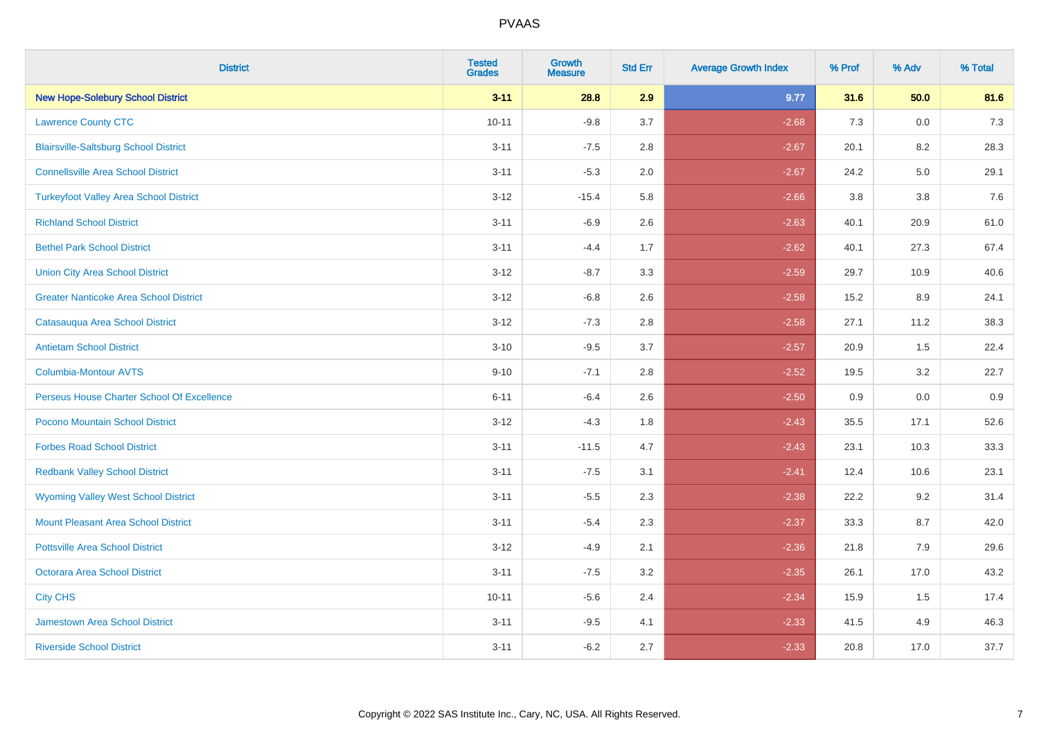# PVAAS

| District | Tested Grades | Growth Measure | Std Err | Average Growth Index | % Prof | % Adv | % Total |
|---|---|---|---|---|---|---|---|
| **New Hope-Solebury School District** | **3-11** | **28.8** | **2.9** | **9.77** | **31.6** | **50.0** | **81.6** |
| Lawrence County CTC | 10-11 | -9.8 | 3.7 | -2.68 | 7.3 | 0.0 | 7.3 |
| Blairsville-Saltsburg School District | 3-11 | -7.5 | 2.8 | -2.67 | 20.1 | 8.2 | 28.3 |
| Connellsville Area School District | 3-11 | -5.3 | 2.0 | -2.67 | 24.2 | 5.0 | 29.1 |
| Turkeyfoot Valley Area School District | 3-12 | -15.4 | 5.8 | -2.66 | 3.8 | 3.8 | 7.6 |
| Richland School District | 3-11 | -6.9 | 2.6 | -2.63 | 40.1 | 20.9 | 61.0 |
| Bethel Park School District | 3-11 | -4.4 | 1.7 | -2.62 | 40.1 | 27.3 | 67.4 |
| Union City Area School District | 3-12 | -8.7 | 3.3 | -2.59 | 29.7 | 10.9 | 40.6 |
| Greater Nanticoke Area School District | 3-12 | -6.8 | 2.6 | -2.58 | 15.2 | 8.9 | 24.1 |
| Catasauqua Area School District | 3-12 | -7.3 | 2.8 | -2.58 | 27.1 | 11.2 | 38.3 |
| Antietam School District | 3-10 | -9.5 | 3.7 | -2.57 | 20.9 | 1.5 | 22.4 |
| Columbia-Montour AVTS | 9-10 | -7.1 | 2.8 | -2.52 | 19.5 | 3.2 | 22.7 |
| Perseus House Charter School Of Excellence | 6-11 | -6.4 | 2.6 | -2.50 | 0.9 | 0.0 | 0.9 |
| Pocono Mountain School District | 3-12 | -4.3 | 1.8 | -2.43 | 35.5 | 17.1 | 52.6 |
| Forbes Road School District | 3-11 | -11.5 | 4.7 | -2.43 | 23.1 | 10.3 | 33.3 |
| Redbank Valley School District | 3-11 | -7.5 | 3.1 | -2.41 | 12.4 | 10.6 | 23.1 |
| Wyoming Valley West School District | 3-11 | -5.5 | 2.3 | -2.38 | 22.2 | 9.2 | 31.4 |
| Mount Pleasant Area School District | 3-11 | -5.4 | 2.3 | -2.37 | 33.3 | 8.7 | 42.0 |
| Pottsville Area School District | 3-12 | -4.9 | 2.1 | -2.36 | 21.8 | 7.9 | 29.6 |
| Octorara Area School District | 3-11 | -7.5 | 3.2 | -2.35 | 26.1 | 17.0 | 43.2 |
| City CHS | 10-11 | -5.6 | 2.4 | -2.34 | 15.9 | 1.5 | 17.4 |
| Jamestown Area School District | 3-11 | -9.5 | 4.1 | -2.33 | 41.5 | 4.9 | 46.3 |
| Riverside School District | 3-11 | -6.2 | 2.7 | -2.33 | 20.8 | 17.0 | 37.7 |

Copyright © 2022 SAS Institute Inc., Cary, NC, USA. All Rights Reserved.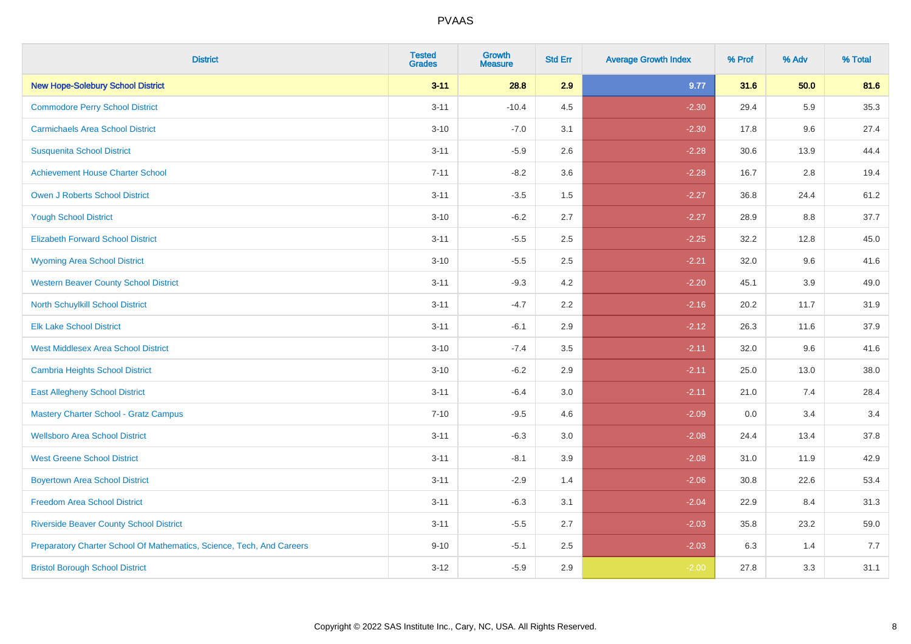# PVAAS

| District | Tested Grades | Growth Measure | Std Err | Average Growth Index | % Prof | % Adv | % Total |
|---|---|---|---|---|---|---|---|
| **New Hope-Solebury School District** | **3-11** | **28.8** | **2.9** | **9.77** | **31.6** | **50.0** | **81.6** |
| Commodore Perry School District | 3-11 | -10.4 | 4.5 | -2.30 | 29.4 | 5.9 | 35.3 |
| Carmichaels Area School District | 3-10 | -7.0 | 3.1 | -2.30 | 17.8 | 9.6 | 27.4 |
| Susquenita School District | 3-11 | -5.9 | 2.6 | -2.28 | 30.6 | 13.9 | 44.4 |
| Achievement House Charter School | 7-11 | -8.2 | 3.6 | -2.28 | 16.7 | 2.8 | 19.4 |
| Owen J Roberts School District | 3-11 | -3.5 | 1.5 | -2.27 | 36.8 | 24.4 | 61.2 |
| Yough School District | 3-10 | -6.2 | 2.7 | -2.27 | 28.9 | 8.8 | 37.7 |
| Elizabeth Forward School District | 3-11 | -5.5 | 2.5 | -2.25 | 32.2 | 12.8 | 45.0 |
| Wyoming Area School District | 3-10 | -5.5 | 2.5 | -2.21 | 32.0 | 9.6 | 41.6 |
| Western Beaver County School District | 3-11 | -9.3 | 4.2 | -2.20 | 45.1 | 3.9 | 49.0 |
| North Schuylkill School District | 3-11 | -4.7 | 2.2 | -2.16 | 20.2 | 11.7 | 31.9 |
| Elk Lake School District | 3-11 | -6.1 | 2.9 | -2.12 | 26.3 | 11.6 | 37.9 |
| West Middlesex Area School District | 3-10 | -7.4 | 3.5 | -2.11 | 32.0 | 9.6 | 41.6 |
| Cambria Heights School District | 3-10 | -6.2 | 2.9 | -2.11 | 25.0 | 13.0 | 38.0 |
| East Allegheny School District | 3-11 | -6.4 | 3.0 | -2.11 | 21.0 | 7.4 | 28.4 |
| Mastery Charter School - Gratz Campus | 7-10 | -9.5 | 4.6 | -2.09 | 0.0 | 3.4 | 3.4 |
| Wellsboro Area School District | 3-11 | -6.3 | 3.0 | -2.08 | 24.4 | 13.4 | 37.8 |
| West Greene School District | 3-11 | -8.1 | 3.9 | -2.08 | 31.0 | 11.9 | 42.9 |
| Boyertown Area School District | 3-11 | -2.9 | 1.4 | -2.06 | 30.8 | 22.6 | 53.4 |
| Freedom Area School District | 3-11 | -6.3 | 3.1 | -2.04 | 22.9 | 8.4 | 31.3 |
| Riverside Beaver County School District | 3-11 | -5.5 | 2.7 | -2.03 | 35.8 | 23.2 | 59.0 |
| Preparatory Charter School Of Mathematics, Science, Tech, And Careers | 9-10 | -5.1 | 2.5 | -2.03 | 6.3 | 1.4 | 7.7 |
| Bristol Borough School District | 3-12 | -5.9 | 2.9 | -2.00 | 27.8 | 3.3 | 31.1 |

Copyright © 2022 SAS Institute Inc., Cary, NC, USA. All Rights Reserved.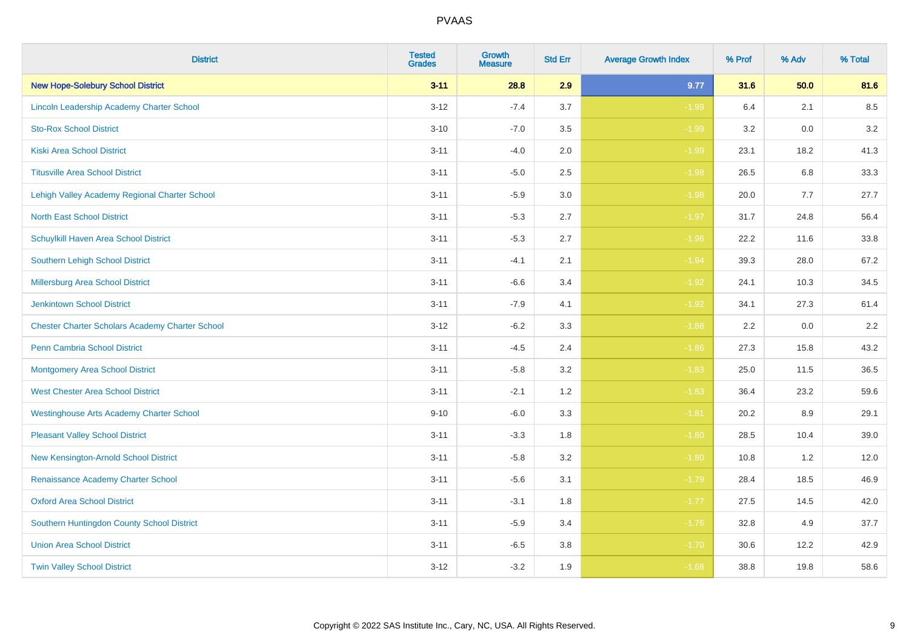# PVAAS

| District | Tested Grades | Growth Measure | Std Err | Average Growth Index | % Prof | % Adv | % Total |
|---|---|---|---|---|---|---|---|
| **New Hope-Solebury School District** | **3-11** | **28.8** | **2.9** | **9.77** | **31.6** | **50.0** | **81.6** |
| Lincoln Leadership Academy Charter School | 3-12 | -7.4 | 3.7 | -1.99 | 6.4 | 2.1 | 8.5 |
| Sto-Rox School District | 3-10 | -7.0 | 3.5 | -1.99 | 3.2 | 0.0 | 3.2 |
| Kiski Area School District | 3-11 | -4.0 | 2.0 | -1.99 | 23.1 | 18.2 | 41.3 |
| Titusville Area School District | 3-11 | -5.0 | 2.5 | -1.98 | 26.5 | 6.8 | 33.3 |
| Lehigh Valley Academy Regional Charter School | 3-11 | -5.9 | 3.0 | -1.98 | 20.0 | 7.7 | 27.7 |
| North East School District | 3-11 | -5.3 | 2.7 | -1.97 | 31.7 | 24.8 | 56.4 |
| Schuylkill Haven Area School District | 3-11 | -5.3 | 2.7 | -1.96 | 22.2 | 11.6 | 33.8 |
| Southern Lehigh School District | 3-11 | -4.1 | 2.1 | -1.94 | 39.3 | 28.0 | 67.2 |
| Millersburg Area School District | 3-11 | -6.6 | 3.4 | -1.92 | 24.1 | 10.3 | 34.5 |
| Jenkintown School District | 3-11 | -7.9 | 4.1 | -1.92 | 34.1 | 27.3 | 61.4 |
| Chester Charter Scholars Academy Charter School | 3-12 | -6.2 | 3.3 | -1.88 | 2.2 | 0.0 | 2.2 |
| Penn Cambria School District | 3-11 | -4.5 | 2.4 | -1.86 | 27.3 | 15.8 | 43.2 |
| Montgomery Area School District | 3-11 | -5.8 | 3.2 | -1.83 | 25.0 | 11.5 | 36.5 |
| West Chester Area School District | 3-11 | -2.1 | 1.2 | -1.83 | 36.4 | 23.2 | 59.6 |
| Westinghouse Arts Academy Charter School | 9-10 | -6.0 | 3.3 | -1.81 | 20.2 | 8.9 | 29.1 |
| Pleasant Valley School District | 3-11 | -3.3 | 1.8 | -1.80 | 28.5 | 10.4 | 39.0 |
| New Kensington-Arnold School District | 3-11 | -5.8 | 3.2 | -1.80 | 10.8 | 1.2 | 12.0 |
| Renaissance Academy Charter School | 3-11 | -5.6 | 3.1 | -1.79 | 28.4 | 18.5 | 46.9 |
| Oxford Area School District | 3-11 | -3.1 | 1.8 | -1.77 | 27.5 | 14.5 | 42.0 |
| Southern Huntingdon County School District | 3-11 | -5.9 | 3.4 | -1.76 | 32.8 | 4.9 | 37.7 |
| Union Area School District | 3-11 | -6.5 | 3.8 | -1.70 | 30.6 | 12.2 | 42.9 |
| Twin Valley School District | 3-12 | -3.2 | 1.9 | -1.68 | 38.8 | 19.8 | 58.6 |

Copyright © 2022 SAS Institute Inc., Cary, NC, USA. All Rights Reserved.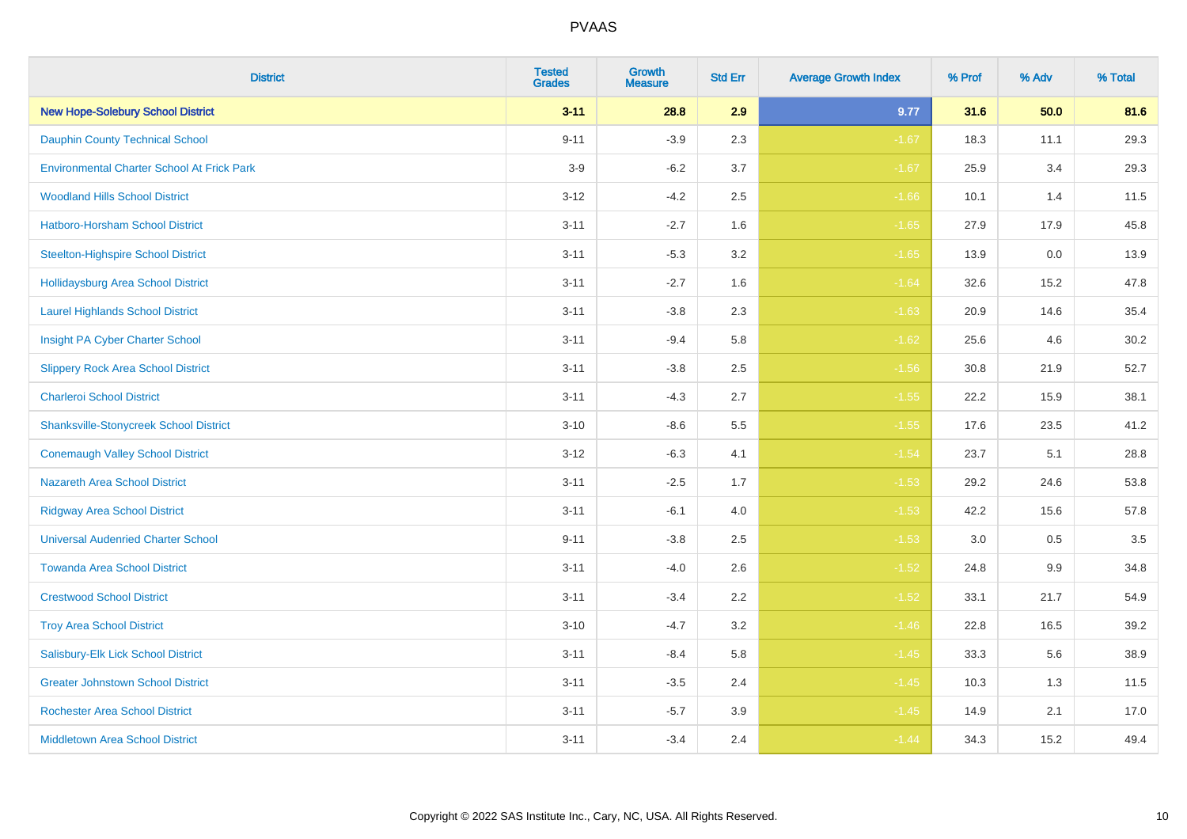| District | Tested Grades | Growth Measure | Std Err | Average Growth Index | % Prof | % Adv | % Total |
|---|---|---|---|---|---|---|---|
| **New Hope-Solebury School District** | **3-11** | **28.8** | **2.9** | **9.77** | **31.6** | **50.0** | **81.6** |
| Dauphin County Technical School | 9-11 | -3.9 | 2.3 | -1.67 | 18.3 | 11.1 | 29.3 |
| Environmental Charter School At Frick Park | 3-9 | -6.2 | 3.7 | -1.67 | 25.9 | 3.4 | 29.3 |
| Woodland Hills School District | 3-12 | -4.2 | 2.5 | -1.66 | 10.1 | 1.4 | 11.5 |
| Hatboro-Horsham School District | 3-11 | -2.7 | 1.6 | -1.65 | 27.9 | 17.9 | 45.8 |
| Steelton-Highspire School District | 3-11 | -5.3 | 3.2 | -1.65 | 13.9 | 0.0 | 13.9 |
| Hollidaysburg Area School District | 3-11 | -2.7 | 1.6 | -1.64 | 32.6 | 15.2 | 47.8 |
| Laurel Highlands School District | 3-11 | -3.8 | 2.3 | -1.63 | 20.9 | 14.6 | 35.4 |
| Insight PA Cyber Charter School | 3-11 | -9.4 | 5.8 | -1.62 | 25.6 | 4.6 | 30.2 |
| Slippery Rock Area School District | 3-11 | -3.8 | 2.5 | -1.56 | 30.8 | 21.9 | 52.7 |
| Charleroi School District | 3-11 | -4.3 | 2.7 | -1.55 | 22.2 | 15.9 | 38.1 |
| Shanksville-Stonycreek School District | 3-10 | -8.6 | 5.5 | -1.55 | 17.6 | 23.5 | 41.2 |
| Conemaugh Valley School District | 3-12 | -6.3 | 4.1 | -1.54 | 23.7 | 5.1 | 28.8 |
| Nazareth Area School District | 3-11 | -2.5 | 1.7 | -1.53 | 29.2 | 24.6 | 53.8 |
| Ridgway Area School District | 3-11 | -6.1 | 4.0 | -1.53 | 42.2 | 15.6 | 57.8 |
| Universal Audenried Charter School | 9-11 | -3.8 | 2.5 | -1.53 | 3.0 | 0.5 | 3.5 |
| Towanda Area School District | 3-11 | -4.0 | 2.6 | -1.52 | 24.8 | 9.9 | 34.8 |
| Crestwood School District | 3-11 | -3.4 | 2.2 | -1.52 | 33.1 | 21.7 | 54.9 |
| Troy Area School District | 3-10 | -4.7 | 3.2 | -1.46 | 22.8 | 16.5 | 39.2 |
| Salisbury-Elk Lick School District | 3-11 | -8.4 | 5.8 | -1.45 | 33.3 | 5.6 | 38.9 |
| Greater Johnstown School District | 3-11 | -3.5 | 2.4 | -1.45 | 10.3 | 1.3 | 11.5 |
| Rochester Area School District | 3-11 | -5.7 | 3.9 | -1.45 | 14.9 | 2.1 | 17.0 |
| Middletown Area School District | 3-11 | -3.4 | 2.4 | -1.44 | 34.3 | 15.2 | 49.4 |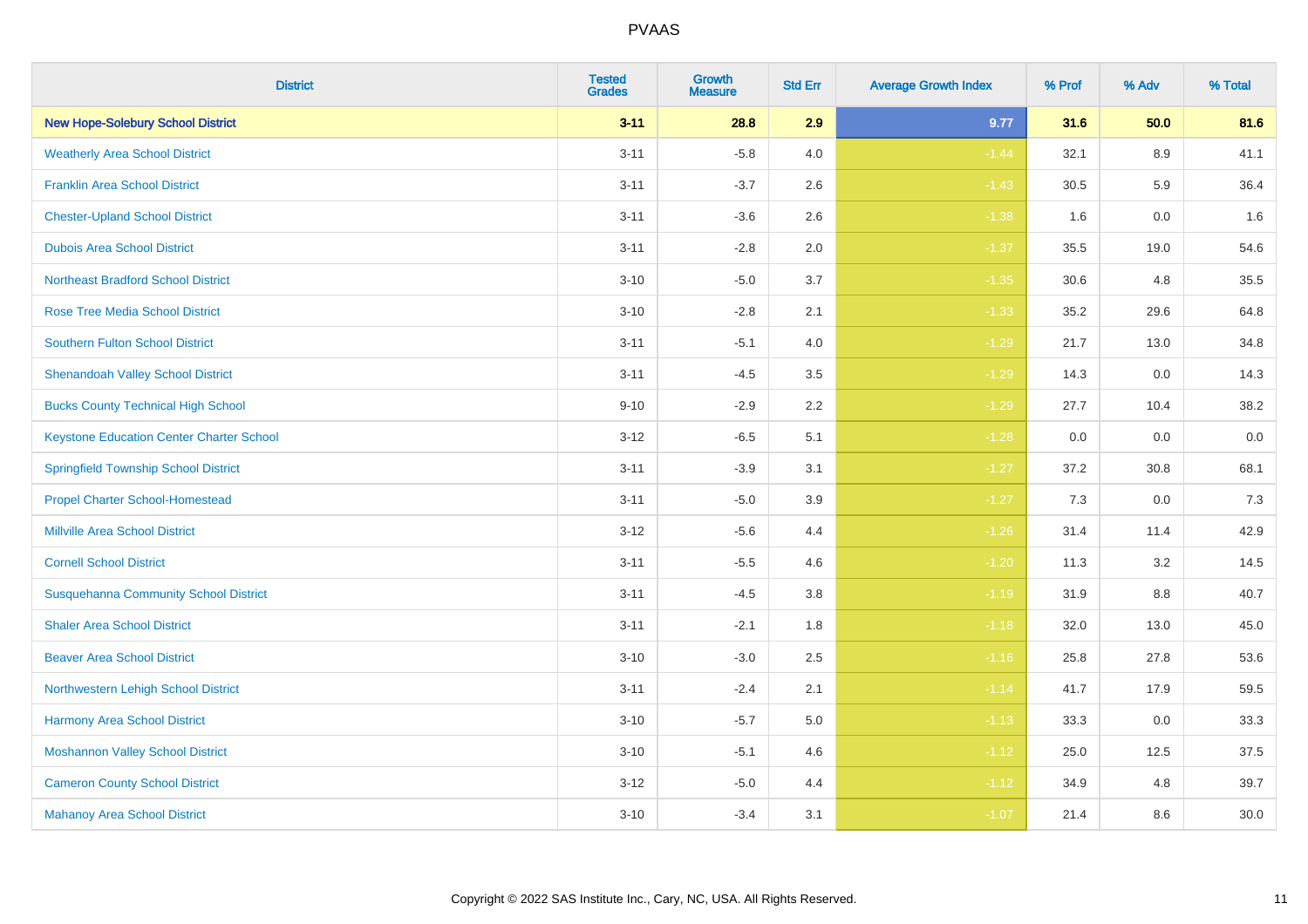# PVAAS

| District | Tested Grades | Growth Measure | Std Err | Average Growth Index | % Prof | % Adv | % Total |
|---|---|---|---|---|---|---|---|
| **New Hope-Solebury School District** | **3-11** | **28.8** | **2.9** | **9.77** | **31.6** | **50.0** | **81.6** |
| Weatherly Area School District | 3-11 | -5.8 | 4.0 | -1.44 | 32.1 | 8.9 | 41.1 |
| Franklin Area School District | 3-11 | -3.7 | 2.6 | -1.43 | 30.5 | 5.9 | 36.4 |
| Chester-Upland School District | 3-11 | -3.6 | 2.6 | -1.38 | 1.6 | 0.0 | 1.6 |
| Dubois Area School District | 3-11 | -2.8 | 2.0 | -1.37 | 35.5 | 19.0 | 54.6 |
| Northeast Bradford School District | 3-10 | -5.0 | 3.7 | -1.35 | 30.6 | 4.8 | 35.5 |
| Rose Tree Media School District | 3-10 | -2.8 | 2.1 | -1.33 | 35.2 | 29.6 | 64.8 |
| Southern Fulton School District | 3-11 | -5.1 | 4.0 | -1.29 | 21.7 | 13.0 | 34.8 |
| Shenandoah Valley School District | 3-11 | -4.5 | 3.5 | -1.29 | 14.3 | 0.0 | 14.3 |
| Bucks County Technical High School | 9-10 | -2.9 | 2.2 | -1.29 | 27.7 | 10.4 | 38.2 |
| Keystone Education Center Charter School | 3-12 | -6.5 | 5.1 | -1.28 | 0.0 | 0.0 | 0.0 |
| Springfield Township School District | 3-11 | -3.9 | 3.1 | -1.27 | 37.2 | 30.8 | 68.1 |
| Propel Charter School-Homestead | 3-11 | -5.0 | 3.9 | -1.27 | 7.3 | 0.0 | 7.3 |
| Millville Area School District | 3-12 | -5.6 | 4.4 | -1.26 | 31.4 | 11.4 | 42.9 |
| Cornell School District | 3-11 | -5.5 | 4.6 | -1.20 | 11.3 | 3.2 | 14.5 |
| Susquehanna Community School District | 3-11 | -4.5 | 3.8 | -1.19 | 31.9 | 8.8 | 40.7 |
| Shaler Area School District | 3-11 | -2.1 | 1.8 | -1.18 | 32.0 | 13.0 | 45.0 |
| Beaver Area School District | 3-10 | -3.0 | 2.5 | -1.16 | 25.8 | 27.8 | 53.6 |
| Northwestern Lehigh School District | 3-11 | -2.4 | 2.1 | -1.14 | 41.7 | 17.9 | 59.5 |
| Harmony Area School District | 3-10 | -5.7 | 5.0 | -1.13 | 33.3 | 0.0 | 33.3 |
| Moshannon Valley School District | 3-10 | -5.1 | 4.6 | -1.12 | 25.0 | 12.5 | 37.5 |
| Cameron County School District | 3-12 | -5.0 | 4.4 | -1.12 | 34.9 | 4.8 | 39.7 |
| Mahanoy Area School District | 3-10 | -3.4 | 3.1 | -1.07 | 21.4 | 8.6 | 30.0 |

Copyright © 2022 SAS Institute Inc., Cary, NC, USA. All Rights Reserved.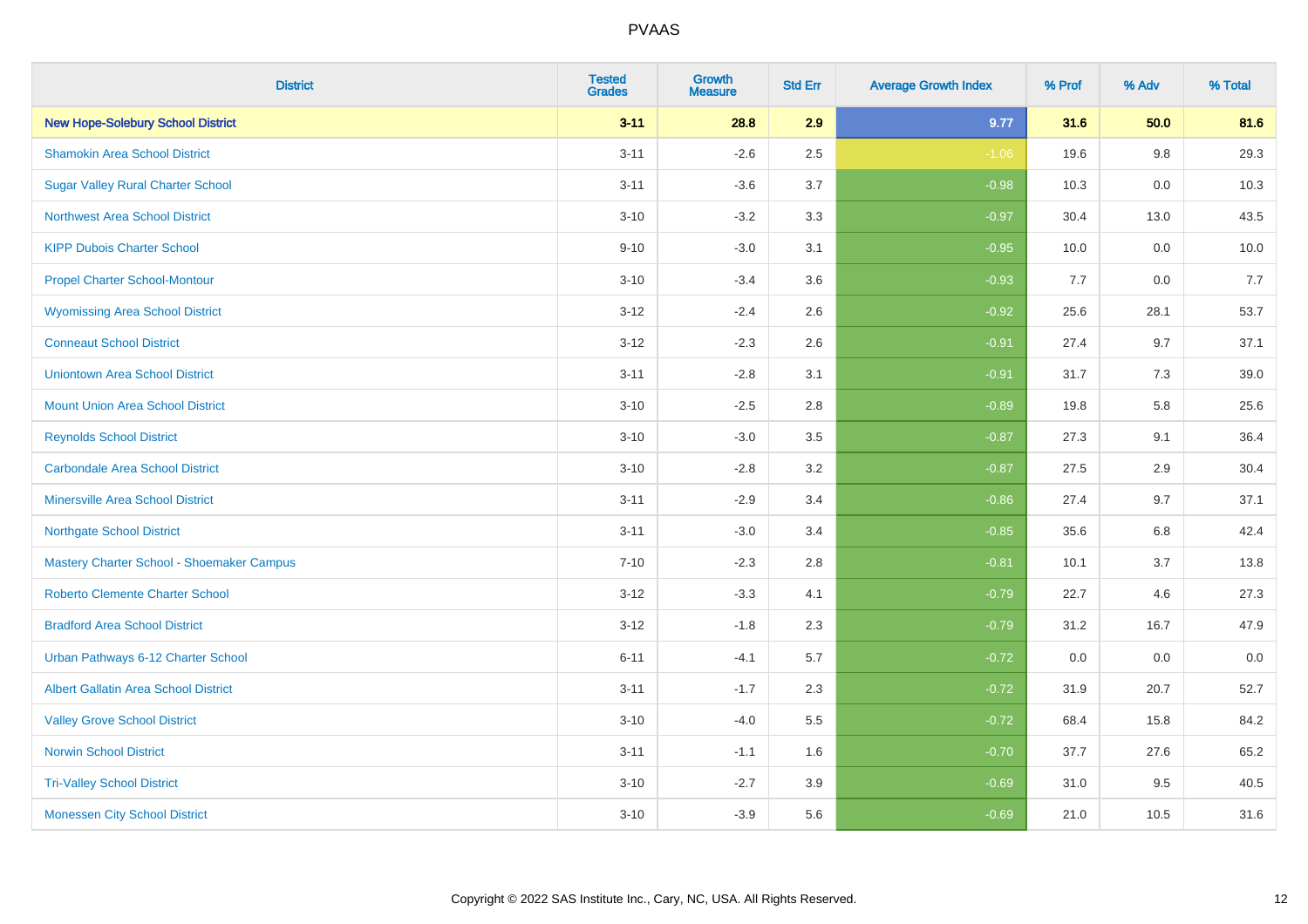# PVAAS

| District | Tested Grades | Growth Measure | Std Err | Average Growth Index | % Prof | % Adv | % Total |
|---|---|---|---|---|---|---|---|
| **New Hope-Solebury School District** | **3-11** | **28.8** | **2.9** | **9.77** | **31.6** | **50.0** | **81.6** |
| Shamokin Area School District | 3-11 | -2.6 | 2.5 | -1.06 | 19.6 | 9.8 | 29.3 |
| Sugar Valley Rural Charter School | 3-11 | -3.6 | 3.7 | -0.98 | 10.3 | 0.0 | 10.3 |
| Northwest Area School District | 3-10 | -3.2 | 3.3 | -0.97 | 30.4 | 13.0 | 43.5 |
| KIPP Dubois Charter School | 9-10 | -3.0 | 3.1 | -0.95 | 10.0 | 0.0 | 10.0 |
| Propel Charter School-Montour | 3-10 | -3.4 | 3.6 | -0.93 | 7.7 | 0.0 | 7.7 |
| Wyomissing Area School District | 3-12 | -2.4 | 2.6 | -0.92 | 25.6 | 28.1 | 53.7 |
| Conneaut School District | 3-12 | -2.3 | 2.6 | -0.91 | 27.4 | 9.7 | 37.1 |
| Uniontown Area School District | 3-11 | -2.8 | 3.1 | -0.91 | 31.7 | 7.3 | 39.0 |
| Mount Union Area School District | 3-10 | -2.5 | 2.8 | -0.89 | 19.8 | 5.8 | 25.6 |
| Reynolds School District | 3-10 | -3.0 | 3.5 | -0.87 | 27.3 | 9.1 | 36.4 |
| Carbondale Area School District | 3-10 | -2.8 | 3.2 | -0.87 | 27.5 | 2.9 | 30.4 |
| Minersville Area School District | 3-11 | -2.9 | 3.4 | -0.86 | 27.4 | 9.7 | 37.1 |
| Northgate School District | 3-11 | -3.0 | 3.4 | -0.85 | 35.6 | 6.8 | 42.4 |
| Mastery Charter School - Shoemaker Campus | 7-10 | -2.3 | 2.8 | -0.81 | 10.1 | 3.7 | 13.8 |
| Roberto Clemente Charter School | 3-12 | -3.3 | 4.1 | -0.79 | 22.7 | 4.6 | 27.3 |
| Bradford Area School District | 3-12 | -1.8 | 2.3 | -0.79 | 31.2 | 16.7 | 47.9 |
| Urban Pathways 6-12 Charter School | 6-11 | -4.1 | 5.7 | -0.72 | 0.0 | 0.0 | 0.0 |
| Albert Gallatin Area School District | 3-11 | -1.7 | 2.3 | -0.72 | 31.9 | 20.7 | 52.7 |
| Valley Grove School District | 3-10 | -4.0 | 5.5 | -0.72 | 68.4 | 15.8 | 84.2 |
| Norwin School District | 3-11 | -1.1 | 1.6 | -0.70 | 37.7 | 27.6 | 65.2 |
| Tri-Valley School District | 3-10 | -2.7 | 3.9 | -0.69 | 31.0 | 9.5 | 40.5 |
| Monessen City School District | 3-10 | -3.9 | 5.6 | -0.69 | 21.0 | 10.5 | 31.6 |

Copyright © 2022 SAS Institute Inc., Cary, NC, USA. All Rights Reserved.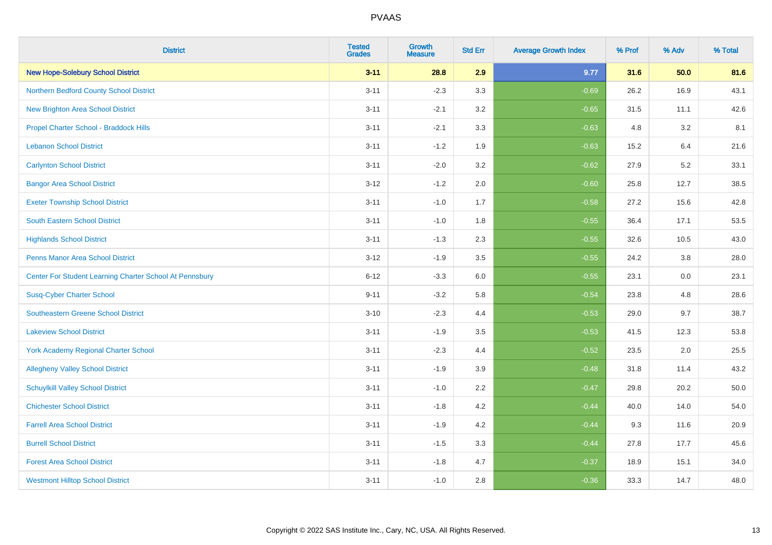PVAAS

| District | Tested Grades | Growth Measure | Std Err | Average Growth Index | % Prof | % Adv | % Total |
|---|---|---|---|---|---|---|---|
| **New Hope-Solebury School District** | **3-11** | **28.8** | **2.9** | **9.77** | **31.6** | **50.0** | **81.6** |
| Northern Bedford County School District | 3-11 | -2.3 | 3.3 | -0.69 | 26.2 | 16.9 | 43.1 |
| New Brighton Area School District | 3-11 | -2.1 | 3.2 | -0.65 | 31.5 | 11.1 | 42.6 |
| Propel Charter School - Braddock Hills | 3-11 | -2.1 | 3.3 | -0.63 | 4.8 | 3.2 | 8.1 |
| Lebanon School District | 3-11 | -1.2 | 1.9 | -0.63 | 15.2 | 6.4 | 21.6 |
| Carlynton School District | 3-11 | -2.0 | 3.2 | -0.62 | 27.9 | 5.2 | 33.1 |
| Bangor Area School District | 3-12 | -1.2 | 2.0 | -0.60 | 25.8 | 12.7 | 38.5 |
| Exeter Township School District | 3-11 | -1.0 | 1.7 | -0.58 | 27.2 | 15.6 | 42.8 |
| South Eastern School District | 3-11 | -1.0 | 1.8 | -0.55 | 36.4 | 17.1 | 53.5 |
| Highlands School District | 3-11 | -1.3 | 2.3 | -0.55 | 32.6 | 10.5 | 43.0 |
| Penns Manor Area School District | 3-12 | -1.9 | 3.5 | -0.55 | 24.2 | 3.8 | 28.0 |
| Center For Student Learning Charter School At Pennsbury | 6-12 | -3.3 | 6.0 | -0.55 | 23.1 | 0.0 | 23.1 |
| Susq-Cyber Charter School | 9-11 | -3.2 | 5.8 | -0.54 | 23.8 | 4.8 | 28.6 |
| Southeastern Greene School District | 3-10 | -2.3 | 4.4 | -0.53 | 29.0 | 9.7 | 38.7 |
| Lakeview School District | 3-11 | -1.9 | 3.5 | -0.53 | 41.5 | 12.3 | 53.8 |
| York Academy Regional Charter School | 3-11 | -2.3 | 4.4 | -0.52 | 23.5 | 2.0 | 25.5 |
| Allegheny Valley School District | 3-11 | -1.9 | 3.9 | -0.48 | 31.8 | 11.4 | 43.2 |
| Schuylkill Valley School District | 3-11 | -1.0 | 2.2 | -0.47 | 29.8 | 20.2 | 50.0 |
| Chichester School District | 3-11 | -1.8 | 4.2 | -0.44 | 40.0 | 14.0 | 54.0 |
| Farrell Area School District | 3-11 | -1.9 | 4.2 | -0.44 | 9.3 | 11.6 | 20.9 |
| Burrell School District | 3-11 | -1.5 | 3.3 | -0.44 | 27.8 | 17.7 | 45.6 |
| Forest Area School District | 3-11 | -1.8 | 4.7 | -0.37 | 18.9 | 15.1 | 34.0 |
| Westmont Hilltop School District | 3-11 | -1.0 | 2.8 | -0.36 | 33.3 | 14.7 | 48.0 |

Copyright © 2022 SAS Institute Inc., Cary, NC, USA. All Rights Reserved.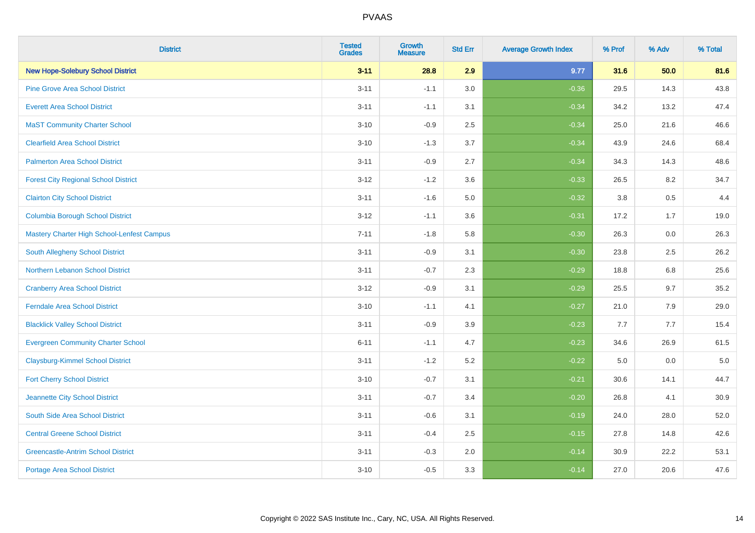# PVAAS

| District | Tested Grades | Growth Measure | Std Err | Average Growth Index | % Prof | % Adv | % Total |
|---|---|---|---|---|---|---|---|
| **New Hope-Solebury School District** | **3-11** | **28.8** | **2.9** | **9.77** | **31.6** | **50.0** | **81.6** |
| Pine Grove Area School District | 3-11 | -1.1 | 3.0 | -0.36 | 29.5 | 14.3 | 43.8 |
| Everett Area School District | 3-11 | -1.1 | 3.1 | -0.34 | 34.2 | 13.2 | 47.4 |
| MaST Community Charter School | 3-10 | -0.9 | 2.5 | -0.34 | 25.0 | 21.6 | 46.6 |
| Clearfield Area School District | 3-10 | -1.3 | 3.7 | -0.34 | 43.9 | 24.6 | 68.4 |
| Palmerton Area School District | 3-11 | -0.9 | 2.7 | -0.34 | 34.3 | 14.3 | 48.6 |
| Forest City Regional School District | 3-12 | -1.2 | 3.6 | -0.33 | 26.5 | 8.2 | 34.7 |
| Clairton City School District | 3-11 | -1.6 | 5.0 | -0.32 | 3.8 | 0.5 | 4.4 |
| Columbia Borough School District | 3-12 | -1.1 | 3.6 | -0.31 | 17.2 | 1.7 | 19.0 |
| Mastery Charter High School-Lenfest Campus | 7-11 | -1.8 | 5.8 | -0.30 | 26.3 | 0.0 | 26.3 |
| South Allegheny School District | 3-11 | -0.9 | 3.1 | -0.30 | 23.8 | 2.5 | 26.2 |
| Northern Lebanon School District | 3-11 | -0.7 | 2.3 | -0.29 | 18.8 | 6.8 | 25.6 |
| Cranberry Area School District | 3-12 | -0.9 | 3.1 | -0.29 | 25.5 | 9.7 | 35.2 |
| Ferndale Area School District | 3-10 | -1.1 | 4.1 | -0.27 | 21.0 | 7.9 | 29.0 |
| Blacklick Valley School District | 3-11 | -0.9 | 3.9 | -0.23 | 7.7 | 7.7 | 15.4 |
| Evergreen Community Charter School | 6-11 | -1.1 | 4.7 | -0.23 | 34.6 | 26.9 | 61.5 |
| Claysburg-Kimmel School District | 3-11 | -1.2 | 5.2 | -0.22 | 5.0 | 0.0 | 5.0 |
| Fort Cherry School District | 3-10 | -0.7 | 3.1 | -0.21 | 30.6 | 14.1 | 44.7 |
| Jeannette City School District | 3-11 | -0.7 | 3.4 | -0.20 | 26.8 | 4.1 | 30.9 |
| South Side Area School District | 3-11 | -0.6 | 3.1 | -0.19 | 24.0 | 28.0 | 52.0 |
| Central Greene School District | 3-11 | -0.4 | 2.5 | -0.15 | 27.8 | 14.8 | 42.6 |
| Greencastle-Antrim School District | 3-11 | -0.3 | 2.0 | -0.14 | 30.9 | 22.2 | 53.1 |
| Portage Area School District | 3-10 | -0.5 | 3.3 | -0.14 | 27.0 | 20.6 | 47.6 |

Copyright © 2022 SAS Institute Inc., Cary, NC, USA. All Rights Reserved.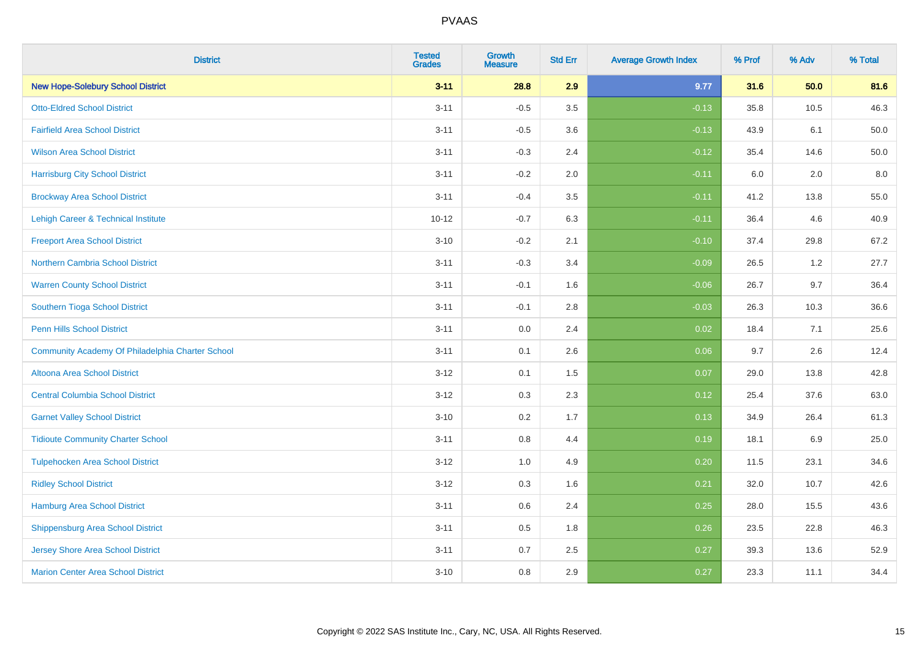# PVAAS

| District | Tested Grades | Growth Measure | Std Err | Average Growth Index | % Prof | % Adv | % Total |
|---|---|---|---|---|---|---|---|
| **New Hope-Solebury School District** | **3-11** | **28.8** | **2.9** | **9.77** | **31.6** | **50.0** | **81.6** |
| Otto-Eldred School District | 3-11 | -0.5 | 3.5 | -0.13 | 35.8 | 10.5 | 46.3 |
| Fairfield Area School District | 3-11 | -0.5 | 3.6 | -0.13 | 43.9 | 6.1 | 50.0 |
| Wilson Area School District | 3-11 | -0.3 | 2.4 | -0.12 | 35.4 | 14.6 | 50.0 |
| Harrisburg City School District | 3-11 | -0.2 | 2.0 | -0.11 | 6.0 | 2.0 | 8.0 |
| Brockway Area School District | 3-11 | -0.4 | 3.5 | -0.11 | 41.2 | 13.8 | 55.0 |
| Lehigh Career & Technical Institute | 10-12 | -0.7 | 6.3 | -0.11 | 36.4 | 4.6 | 40.9 |
| Freeport Area School District | 3-10 | -0.2 | 2.1 | -0.10 | 37.4 | 29.8 | 67.2 |
| Northern Cambria School District | 3-11 | -0.3 | 3.4 | -0.09 | 26.5 | 1.2 | 27.7 |
| Warren County School District | 3-11 | -0.1 | 1.6 | -0.06 | 26.7 | 9.7 | 36.4 |
| Southern Tioga School District | 3-11 | -0.1 | 2.8 | -0.03 | 26.3 | 10.3 | 36.6 |
| Penn Hills School District | 3-11 | 0.0 | 2.4 | 0.02 | 18.4 | 7.1 | 25.6 |
| Community Academy Of Philadelphia Charter School | 3-11 | 0.1 | 2.6 | 0.06 | 9.7 | 2.6 | 12.4 |
| Altoona Area School District | 3-12 | 0.1 | 1.5 | 0.07 | 29.0 | 13.8 | 42.8 |
| Central Columbia School District | 3-12 | 0.3 | 2.3 | 0.12 | 25.4 | 37.6 | 63.0 |
| Garnet Valley School District | 3-10 | 0.2 | 1.7 | 0.13 | 34.9 | 26.4 | 61.3 |
| Tidioute Community Charter School | 3-11 | 0.8 | 4.4 | 0.19 | 18.1 | 6.9 | 25.0 |
| Tulpehocken Area School District | 3-12 | 1.0 | 4.9 | 0.20 | 11.5 | 23.1 | 34.6 |
| Ridley School District | 3-12 | 0.3 | 1.6 | 0.21 | 32.0 | 10.7 | 42.6 |
| Hamburg Area School District | 3-11 | 0.6 | 2.4 | 0.25 | 28.0 | 15.5 | 43.6 |
| Shippensburg Area School District | 3-11 | 0.5 | 1.8 | 0.26 | 23.5 | 22.8 | 46.3 |
| Jersey Shore Area School District | 3-11 | 0.7 | 2.5 | 0.27 | 39.3 | 13.6 | 52.9 |
| Marion Center Area School District | 3-10 | 0.8 | 2.9 | 0.27 | 23.3 | 11.1 | 34.4 |

Copyright © 2022 SAS Institute Inc., Cary, NC, USA. All Rights Reserved.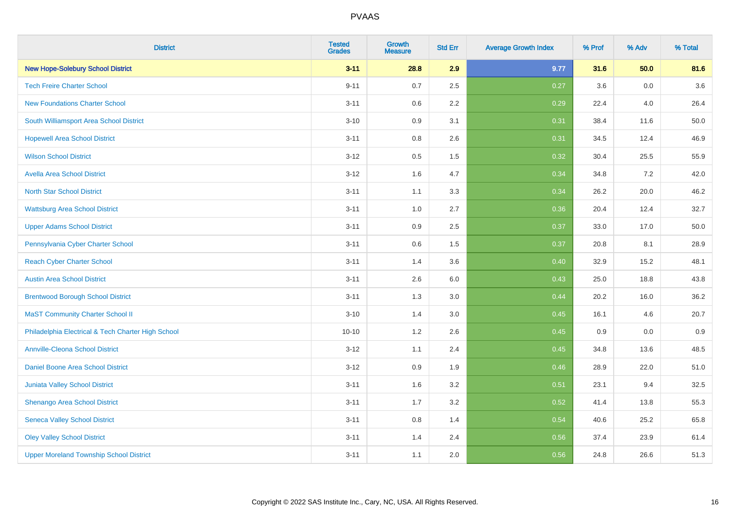# PVAAS

| District | Tested Grades | Growth Measure | Std Err | Average Growth Index | % Prof | % Adv | % Total |
|---|---|---|---|---|---|---|---|
| **New Hope-Solebury School District** | **3-11** | **28.8** | **2.9** | **9.77** | **31.6** | **50.0** | **81.6** |
| Tech Freire Charter School | 9-11 | 0.7 | 2.5 | 0.27 | 3.6 | 0.0 | 3.6 |
| New Foundations Charter School | 3-11 | 0.6 | 2.2 | 0.29 | 22.4 | 4.0 | 26.4 |
| South Williamsport Area School District | 3-10 | 0.9 | 3.1 | 0.31 | 38.4 | 11.6 | 50.0 |
| Hopewell Area School District | 3-11 | 0.8 | 2.6 | 0.31 | 34.5 | 12.4 | 46.9 |
| Wilson School District | 3-12 | 0.5 | 1.5 | 0.32 | 30.4 | 25.5 | 55.9 |
| Avella Area School District | 3-12 | 1.6 | 4.7 | 0.34 | 34.8 | 7.2 | 42.0 |
| North Star School District | 3-11 | 1.1 | 3.3 | 0.34 | 26.2 | 20.0 | 46.2 |
| Wattsburg Area School District | 3-11 | 1.0 | 2.7 | 0.36 | 20.4 | 12.4 | 32.7 |
| Upper Adams School District | 3-11 | 0.9 | 2.5 | 0.37 | 33.0 | 17.0 | 50.0 |
| Pennsylvania Cyber Charter School | 3-11 | 0.6 | 1.5 | 0.37 | 20.8 | 8.1 | 28.9 |
| Reach Cyber Charter School | 3-11 | 1.4 | 3.6 | 0.40 | 32.9 | 15.2 | 48.1 |
| Austin Area School District | 3-11 | 2.6 | 6.0 | 0.43 | 25.0 | 18.8 | 43.8 |
| Brentwood Borough School District | 3-11 | 1.3 | 3.0 | 0.44 | 20.2 | 16.0 | 36.2 |
| MaST Community Charter School II | 3-10 | 1.4 | 3.0 | 0.45 | 16.1 | 4.6 | 20.7 |
| Philadelphia Electrical & Tech Charter High School | 10-10 | 1.2 | 2.6 | 0.45 | 0.9 | 0.0 | 0.9 |
| Annville-Cleona School District | 3-12 | 1.1 | 2.4 | 0.45 | 34.8 | 13.6 | 48.5 |
| Daniel Boone Area School District | 3-12 | 0.9 | 1.9 | 0.46 | 28.9 | 22.0 | 51.0 |
| Juniata Valley School District | 3-11 | 1.6 | 3.2 | 0.51 | 23.1 | 9.4 | 32.5 |
| Shenango Area School District | 3-11 | 1.7 | 3.2 | 0.52 | 41.4 | 13.8 | 55.3 |
| Seneca Valley School District | 3-11 | 0.8 | 1.4 | 0.54 | 40.6 | 25.2 | 65.8 |
| Oley Valley School District | 3-11 | 1.4 | 2.4 | 0.56 | 37.4 | 23.9 | 61.4 |
| Upper Moreland Township School District | 3-11 | 1.1 | 2.0 | 0.56 | 24.8 | 26.6 | 51.3 |

Copyright © 2022 SAS Institute Inc., Cary, NC, USA. All Rights Reserved.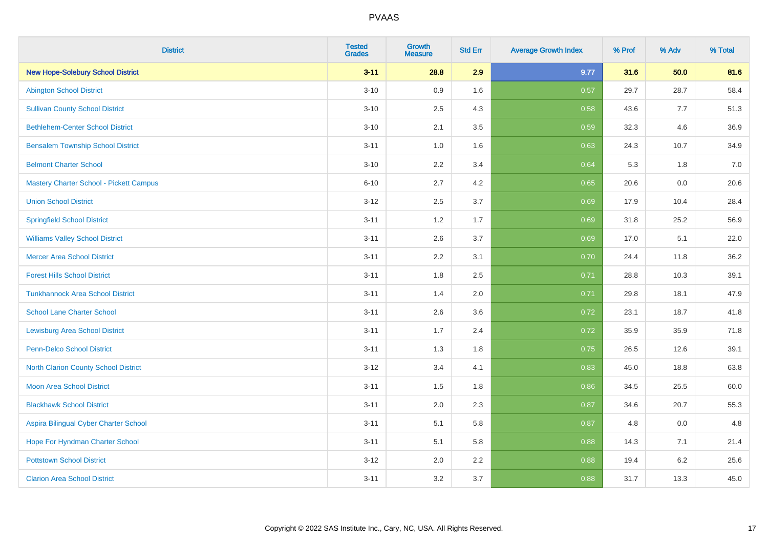| District | Tested Grades | Growth Measure | Std Err | Average Growth Index | % Prof | % Adv | % Total |
|---|---|---|---|---|---|---|---|
| **New Hope-Solebury School District** | **3-11** | **28.8** | **2.9** | **9.77** | **31.6** | **50.0** | **81.6** |
| Abington School District | 3-10 | 0.9 | 1.6 | 0.57 | 29.7 | 28.7 | 58.4 |
| Sullivan County School District | 3-10 | 2.5 | 4.3 | 0.58 | 43.6 | 7.7 | 51.3 |
| Bethlehem-Center School District | 3-10 | 2.1 | 3.5 | 0.59 | 32.3 | 4.6 | 36.9 |
| Bensalem Township School District | 3-11 | 1.0 | 1.6 | 0.63 | 24.3 | 10.7 | 34.9 |
| Belmont Charter School | 3-10 | 2.2 | 3.4 | 0.64 | 5.3 | 1.8 | 7.0 |
| Mastery Charter School - Pickett Campus | 6-10 | 2.7 | 4.2 | 0.65 | 20.6 | 0.0 | 20.6 |
| Union School District | 3-12 | 2.5 | 3.7 | 0.69 | 17.9 | 10.4 | 28.4 |
| Springfield School District | 3-11 | 1.2 | 1.7 | 0.69 | 31.8 | 25.2 | 56.9 |
| Williams Valley School District | 3-11 | 2.6 | 3.7 | 0.69 | 17.0 | 5.1 | 22.0 |
| Mercer Area School District | 3-11 | 2.2 | 3.1 | 0.70 | 24.4 | 11.8 | 36.2 |
| Forest Hills School District | 3-11 | 1.8 | 2.5 | 0.71 | 28.8 | 10.3 | 39.1 |
| Tunkhannock Area School District | 3-11 | 1.4 | 2.0 | 0.71 | 29.8 | 18.1 | 47.9 |
| School Lane Charter School | 3-11 | 2.6 | 3.6 | 0.72 | 23.1 | 18.7 | 41.8 |
| Lewisburg Area School District | 3-11 | 1.7 | 2.4 | 0.72 | 35.9 | 35.9 | 71.8 |
| Penn-Delco School District | 3-11 | 1.3 | 1.8 | 0.75 | 26.5 | 12.6 | 39.1 |
| North Clarion County School District | 3-12 | 3.4 | 4.1 | 0.83 | 45.0 | 18.8 | 63.8 |
| Moon Area School District | 3-11 | 1.5 | 1.8 | 0.86 | 34.5 | 25.5 | 60.0 |
| Blackhawk School District | 3-11 | 2.0 | 2.3 | 0.87 | 34.6 | 20.7 | 55.3 |
| Aspira Bilingual Cyber Charter School | 3-11 | 5.1 | 5.8 | 0.87 | 4.8 | 0.0 | 4.8 |
| Hope For Hyndman Charter School | 3-11 | 5.1 | 5.8 | 0.88 | 14.3 | 7.1 | 21.4 |
| Pottstown School District | 3-12 | 2.0 | 2.2 | 0.88 | 19.4 | 6.2 | 25.6 |
| Clarion Area School District | 3-11 | 3.2 | 3.7 | 0.88 | 31.7 | 13.3 | 45.0 |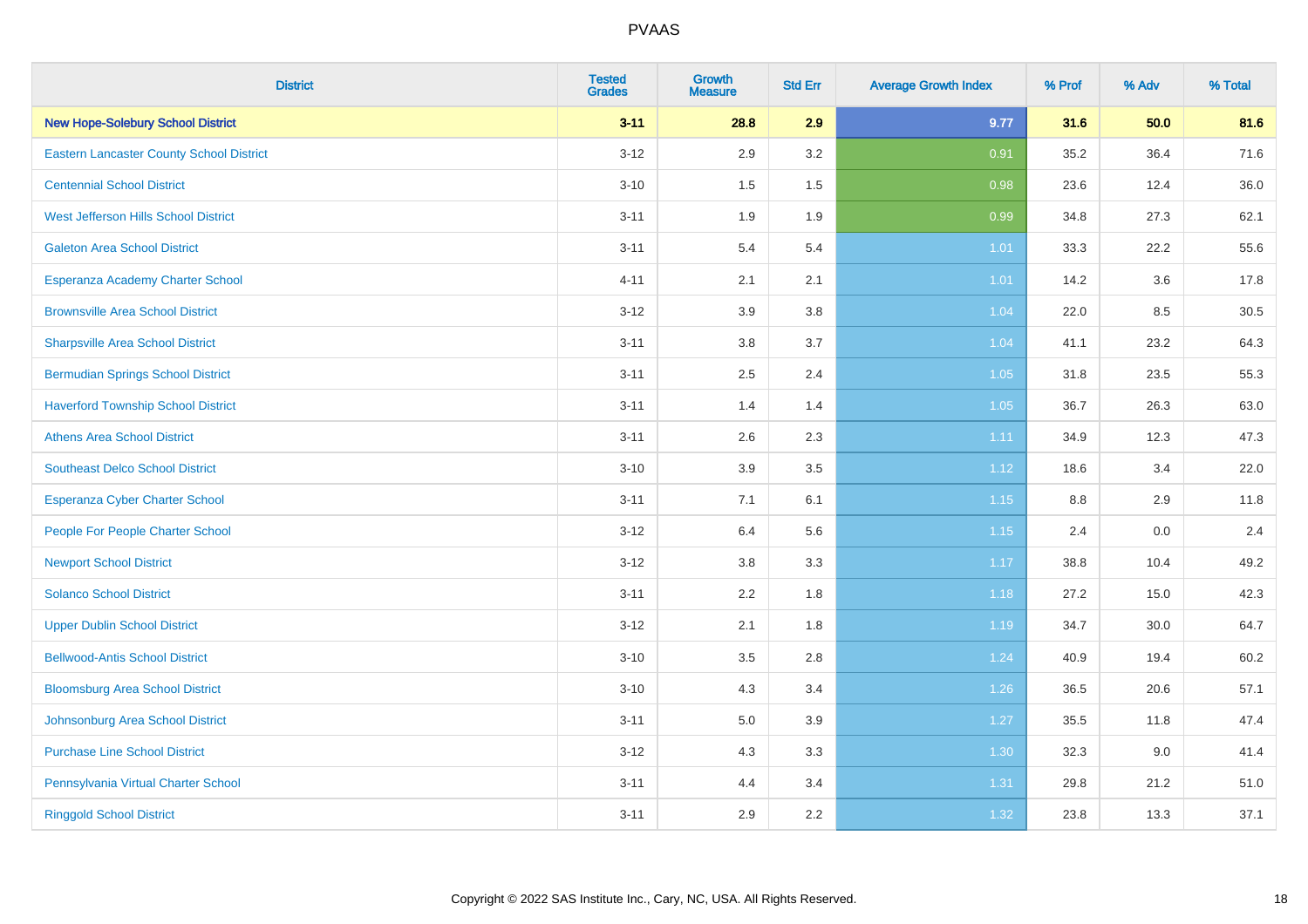# PVAAS

| District | Tested Grades | Growth Measure | Std Err | Average Growth Index | % Prof | % Adv | % Total |
|---|---|---|---|---|---|---|---|
| **New Hope-Solebury School District** | **3-11** | **28.8** | **2.9** | **9.77** | **31.6** | **50.0** | **81.6** |
| Eastern Lancaster County School District | 3-12 | 2.9 | 3.2 | 0.91 | 35.2 | 36.4 | 71.6 |
| Centennial School District | 3-10 | 1.5 | 1.5 | 0.98 | 23.6 | 12.4 | 36.0 |
| West Jefferson Hills School District | 3-11 | 1.9 | 1.9 | 0.99 | 34.8 | 27.3 | 62.1 |
| Galeton Area School District | 3-11 | 5.4 | 5.4 | 1.01 | 33.3 | 22.2 | 55.6 |
| Esperanza Academy Charter School | 4-11 | 2.1 | 2.1 | 1.01 | 14.2 | 3.6 | 17.8 |
| Brownsville Area School District | 3-12 | 3.9 | 3.8 | 1.04 | 22.0 | 8.5 | 30.5 |
| Sharpsville Area School District | 3-11 | 3.8 | 3.7 | 1.04 | 41.1 | 23.2 | 64.3 |
| Bermudian Springs School District | 3-11 | 2.5 | 2.4 | 1.05 | 31.8 | 23.5 | 55.3 |
| Haverford Township School District | 3-11 | 1.4 | 1.4 | 1.05 | 36.7 | 26.3 | 63.0 |
| Athens Area School District | 3-11 | 2.6 | 2.3 | 1.11 | 34.9 | 12.3 | 47.3 |
| Southeast Delco School District | 3-10 | 3.9 | 3.5 | 1.12 | 18.6 | 3.4 | 22.0 |
| Esperanza Cyber Charter School | 3-11 | 7.1 | 6.1 | 1.15 | 8.8 | 2.9 | 11.8 |
| People For People Charter School | 3-12 | 6.4 | 5.6 | 1.15 | 2.4 | 0.0 | 2.4 |
| Newport School District | 3-12 | 3.8 | 3.3 | 1.17 | 38.8 | 10.4 | 49.2 |
| Solanco School District | 3-11 | 2.2 | 1.8 | 1.18 | 27.2 | 15.0 | 42.3 |
| Upper Dublin School District | 3-12 | 2.1 | 1.8 | 1.19 | 34.7 | 30.0 | 64.7 |
| Bellwood-Antis School District | 3-10 | 3.5 | 2.8 | 1.24 | 40.9 | 19.4 | 60.2 |
| Bloomsburg Area School District | 3-10 | 4.3 | 3.4 | 1.26 | 36.5 | 20.6 | 57.1 |
| Johnsonburg Area School District | 3-11 | 5.0 | 3.9 | 1.27 | 35.5 | 11.8 | 47.4 |
| Purchase Line School District | 3-12 | 4.3 | 3.3 | 1.30 | 32.3 | 9.0 | 41.4 |
| Pennsylvania Virtual Charter School | 3-11 | 4.4 | 3.4 | 1.31 | 29.8 | 21.2 | 51.0 |
| Ringgold School District | 3-11 | 2.9 | 2.2 | 1.32 | 23.8 | 13.3 | 37.1 |

Copyright © 2022 SAS Institute Inc., Cary, NC, USA. All Rights Reserved.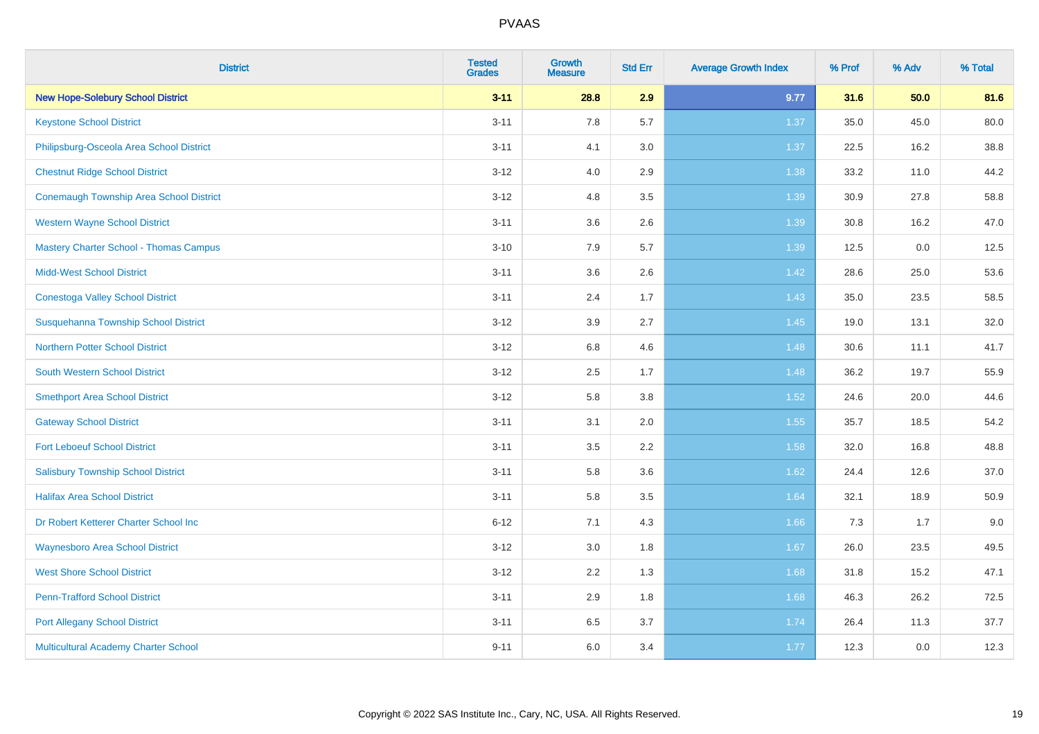PVAAS

| District | Tested Grades | Growth Measure | Std Err | Average Growth Index | % Prof | % Adv | % Total |
|---|---|---|---|---|---|---|---|
| **New Hope-Solebury School District** | **3-11** | **28.8** | **2.9** | **9.77** | **31.6** | **50.0** | **81.6** |
| Keystone School District | 3-11 | 7.8 | 5.7 | 1.37 | 35.0 | 45.0 | 80.0 |
| Philipsburg-Osceola Area School District | 3-11 | 4.1 | 3.0 | 1.37 | 22.5 | 16.2 | 38.8 |
| Chestnut Ridge School District | 3-12 | 4.0 | 2.9 | 1.38 | 33.2 | 11.0 | 44.2 |
| Conemaugh Township Area School District | 3-12 | 4.8 | 3.5 | 1.39 | 30.9 | 27.8 | 58.8 |
| Western Wayne School District | 3-11 | 3.6 | 2.6 | 1.39 | 30.8 | 16.2 | 47.0 |
| Mastery Charter School - Thomas Campus | 3-10 | 7.9 | 5.7 | 1.39 | 12.5 | 0.0 | 12.5 |
| Midd-West School District | 3-11 | 3.6 | 2.6 | 1.42 | 28.6 | 25.0 | 53.6 |
| Conestoga Valley School District | 3-11 | 2.4 | 1.7 | 1.43 | 35.0 | 23.5 | 58.5 |
| Susquehanna Township School District | 3-12 | 3.9 | 2.7 | 1.45 | 19.0 | 13.1 | 32.0 |
| Northern Potter School District | 3-12 | 6.8 | 4.6 | 1.48 | 30.6 | 11.1 | 41.7 |
| South Western School District | 3-12 | 2.5 | 1.7 | 1.48 | 36.2 | 19.7 | 55.9 |
| Smethport Area School District | 3-12 | 5.8 | 3.8 | 1.52 | 24.6 | 20.0 | 44.6 |
| Gateway School District | 3-11 | 3.1 | 2.0 | 1.55 | 35.7 | 18.5 | 54.2 |
| Fort Leboeuf School District | 3-11 | 3.5 | 2.2 | 1.58 | 32.0 | 16.8 | 48.8 |
| Salisbury Township School District | 3-11 | 5.8 | 3.6 | 1.62 | 24.4 | 12.6 | 37.0 |
| Halifax Area School District | 3-11 | 5.8 | 3.5 | 1.64 | 32.1 | 18.9 | 50.9 |
| Dr Robert Ketterer Charter School Inc | 6-12 | 7.1 | 4.3 | 1.66 | 7.3 | 1.7 | 9.0 |
| Waynesboro Area School District | 3-12 | 3.0 | 1.8 | 1.67 | 26.0 | 23.5 | 49.5 |
| West Shore School District | 3-12 | 2.2 | 1.3 | 1.68 | 31.8 | 15.2 | 47.1 |
| Penn-Trafford School District | 3-11 | 2.9 | 1.8 | 1.68 | 46.3 | 26.2 | 72.5 |
| Port Allegany School District | 3-11 | 6.5 | 3.7 | 1.74 | 26.4 | 11.3 | 37.7 |
| Multicultural Academy Charter School | 9-11 | 6.0 | 3.4 | 1.77 | 12.3 | 0.0 | 12.3 |

Copyright © 2022 SAS Institute Inc., Cary, NC, USA. All Rights Reserved.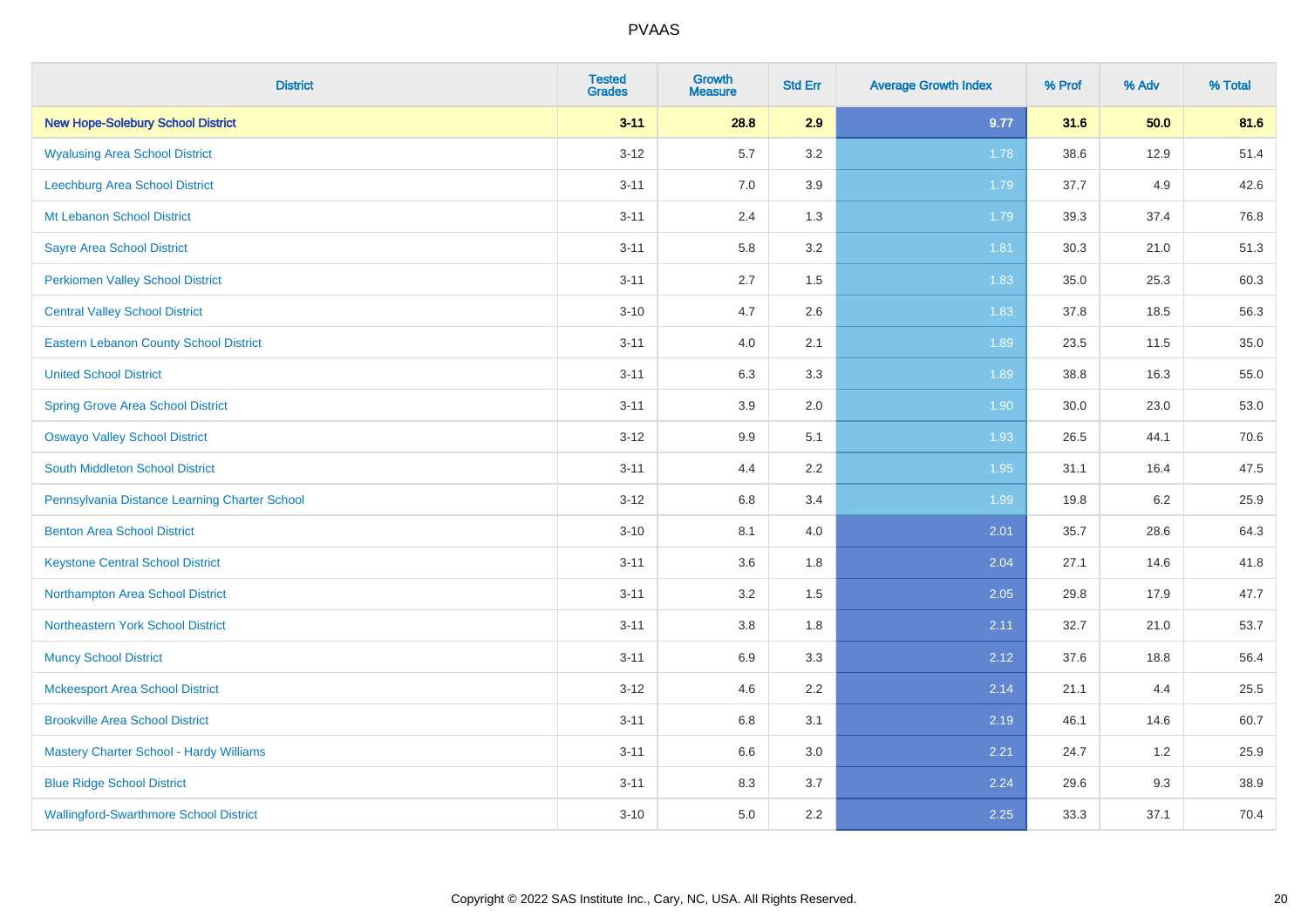# PVAAS

| District | Tested Grades | Growth Measure | Std Err | Average Growth Index | % Prof | % Adv | % Total |
|---|---|---|---|---|---|---|---|
| **New Hope-Solebury School District** | **3-11** | **28.8** | **2.9** | **9.77** | **31.6** | **50.0** | **81.6** |
| Wyalusing Area School District | 3-12 | 5.7 | 3.2 | 1.78 | 38.6 | 12.9 | 51.4 |
| Leechburg Area School District | 3-11 | 7.0 | 3.9 | 1.79 | 37.7 | 4.9 | 42.6 |
| Mt Lebanon School District | 3-11 | 2.4 | 1.3 | 1.79 | 39.3 | 37.4 | 76.8 |
| Sayre Area School District | 3-11 | 5.8 | 3.2 | 1.81 | 30.3 | 21.0 | 51.3 |
| Perkiomen Valley School District | 3-11 | 2.7 | 1.5 | 1.83 | 35.0 | 25.3 | 60.3 |
| Central Valley School District | 3-10 | 4.7 | 2.6 | 1.83 | 37.8 | 18.5 | 56.3 |
| Eastern Lebanon County School District | 3-11 | 4.0 | 2.1 | 1.89 | 23.5 | 11.5 | 35.0 |
| United School District | 3-11 | 6.3 | 3.3 | 1.89 | 38.8 | 16.3 | 55.0 |
| Spring Grove Area School District | 3-11 | 3.9 | 2.0 | 1.90 | 30.0 | 23.0 | 53.0 |
| Oswayo Valley School District | 3-12 | 9.9 | 5.1 | 1.93 | 26.5 | 44.1 | 70.6 |
| South Middleton School District | 3-11 | 4.4 | 2.2 | 1.95 | 31.1 | 16.4 | 47.5 |
| Pennsylvania Distance Learning Charter School | 3-12 | 6.8 | 3.4 | 1.99 | 19.8 | 6.2 | 25.9 |
| Benton Area School District | 3-10 | 8.1 | 4.0 | 2.01 | 35.7 | 28.6 | 64.3 |
| Keystone Central School District | 3-11 | 3.6 | 1.8 | 2.04 | 27.1 | 14.6 | 41.8 |
| Northampton Area School District | 3-11 | 3.2 | 1.5 | 2.05 | 29.8 | 17.9 | 47.7 |
| Northeastern York School District | 3-11 | 3.8 | 1.8 | 2.11 | 32.7 | 21.0 | 53.7 |
| Muncy School District | 3-11 | 6.9 | 3.3 | 2.12 | 37.6 | 18.8 | 56.4 |
| Mckeesport Area School District | 3-12 | 4.6 | 2.2 | 2.14 | 21.1 | 4.4 | 25.5 |
| Brookville Area School District | 3-11 | 6.8 | 3.1 | 2.19 | 46.1 | 14.6 | 60.7 |
| Mastery Charter School - Hardy Williams | 3-11 | 6.6 | 3.0 | 2.21 | 24.7 | 1.2 | 25.9 |
| Blue Ridge School District | 3-11 | 8.3 | 3.7 | 2.24 | 29.6 | 9.3 | 38.9 |
| Wallingford-Swarthmore School District | 3-10 | 5.0 | 2.2 | 2.25 | 33.3 | 37.1 | 70.4 |

Copyright © 2022 SAS Institute Inc., Cary, NC, USA. All Rights Reserved.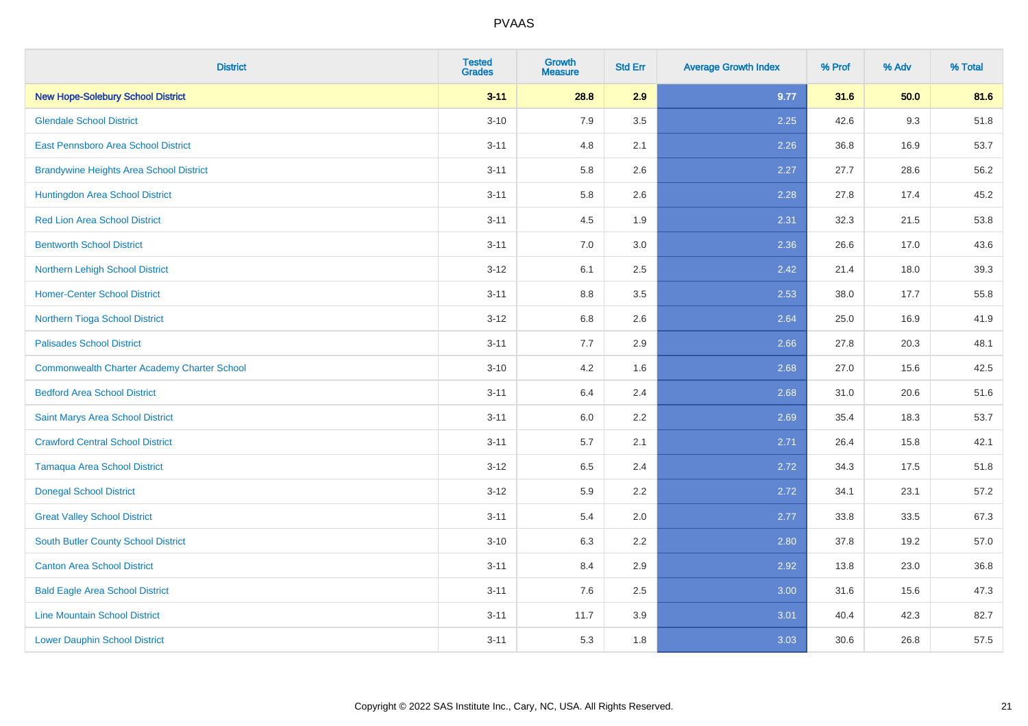# PVAAS

| District | Tested Grades | Growth Measure | Std Err | Average Growth Index | % Prof | % Adv | % Total |
|---|---|---|---|---|---|---|---|
| **New Hope-Solebury School District** | **3-11** | **28.8** | **2.9** | **9.77** | **31.6** | **50.0** | **81.6** |
| Glendale School District | 3-10 | 7.9 | 3.5 | 2.25 | 42.6 | 9.3 | 51.8 |
| East Pennsboro Area School District | 3-11 | 4.8 | 2.1 | 2.26 | 36.8 | 16.9 | 53.7 |
| Brandywine Heights Area School District | 3-11 | 5.8 | 2.6 | 2.27 | 27.7 | 28.6 | 56.2 |
| Huntingdon Area School District | 3-11 | 5.8 | 2.6 | 2.28 | 27.8 | 17.4 | 45.2 |
| Red Lion Area School District | 3-11 | 4.5 | 1.9 | 2.31 | 32.3 | 21.5 | 53.8 |
| Bentworth School District | 3-11 | 7.0 | 3.0 | 2.36 | 26.6 | 17.0 | 43.6 |
| Northern Lehigh School District | 3-12 | 6.1 | 2.5 | 2.42 | 21.4 | 18.0 | 39.3 |
| Homer-Center School District | 3-11 | 8.8 | 3.5 | 2.53 | 38.0 | 17.7 | 55.8 |
| Northern Tioga School District | 3-12 | 6.8 | 2.6 | 2.64 | 25.0 | 16.9 | 41.9 |
| Palisades School District | 3-11 | 7.7 | 2.9 | 2.66 | 27.8 | 20.3 | 48.1 |
| Commonwealth Charter Academy Charter School | 3-10 | 4.2 | 1.6 | 2.68 | 27.0 | 15.6 | 42.5 |
| Bedford Area School District | 3-11 | 6.4 | 2.4 | 2.68 | 31.0 | 20.6 | 51.6 |
| Saint Marys Area School District | 3-11 | 6.0 | 2.2 | 2.69 | 35.4 | 18.3 | 53.7 |
| Crawford Central School District | 3-11 | 5.7 | 2.1 | 2.71 | 26.4 | 15.8 | 42.1 |
| Tamaqua Area School District | 3-12 | 6.5 | 2.4 | 2.72 | 34.3 | 17.5 | 51.8 |
| Donegal School District | 3-12 | 5.9 | 2.2 | 2.72 | 34.1 | 23.1 | 57.2 |
| Great Valley School District | 3-11 | 5.4 | 2.0 | 2.77 | 33.8 | 33.5 | 67.3 |
| South Butler County School District | 3-10 | 6.3 | 2.2 | 2.80 | 37.8 | 19.2 | 57.0 |
| Canton Area School District | 3-11 | 8.4 | 2.9 | 2.92 | 13.8 | 23.0 | 36.8 |
| Bald Eagle Area School District | 3-11 | 7.6 | 2.5 | 3.00 | 31.6 | 15.6 | 47.3 |
| Line Mountain School District | 3-11 | 11.7 | 3.9 | 3.01 | 40.4 | 42.3 | 82.7 |
| Lower Dauphin School District | 3-11 | 5.3 | 1.8 | 3.03 | 30.6 | 26.8 | 57.5 |

Copyright © 2022 SAS Institute Inc., Cary, NC, USA. All Rights Reserved.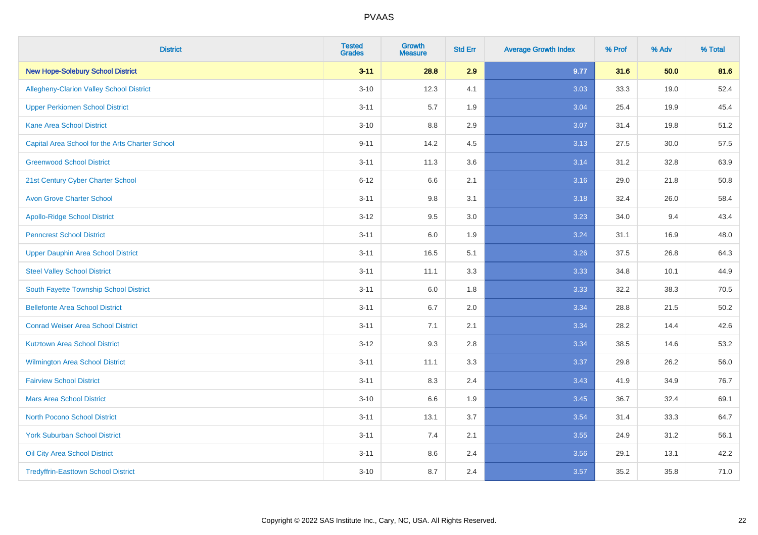# PVAAS

| District | Tested Grades | Growth Measure | Std Err | Average Growth Index | % Prof | % Adv | % Total |
|---|---|---|---|---|---|---|---|
| **New Hope-Solebury School District** | **3-11** | **28.8** | **2.9** | **9.77** | **31.6** | **50.0** | **81.6** |
| Allegheny-Clarion Valley School District | 3-10 | 12.3 | 4.1 | 3.03 | 33.3 | 19.0 | 52.4 |
| Upper Perkiomen School District | 3-11 | 5.7 | 1.9 | 3.04 | 25.4 | 19.9 | 45.4 |
| Kane Area School District | 3-10 | 8.8 | 2.9 | 3.07 | 31.4 | 19.8 | 51.2 |
| Capital Area School for the Arts Charter School | 9-11 | 14.2 | 4.5 | 3.13 | 27.5 | 30.0 | 57.5 |
| Greenwood School District | 3-11 | 11.3 | 3.6 | 3.14 | 31.2 | 32.8 | 63.9 |
| 21st Century Cyber Charter School | 6-12 | 6.6 | 2.1 | 3.16 | 29.0 | 21.8 | 50.8 |
| Avon Grove Charter School | 3-11 | 9.8 | 3.1 | 3.18 | 32.4 | 26.0 | 58.4 |
| Apollo-Ridge School District | 3-12 | 9.5 | 3.0 | 3.23 | 34.0 | 9.4 | 43.4 |
| Penncrest School District | 3-11 | 6.0 | 1.9 | 3.24 | 31.1 | 16.9 | 48.0 |
| Upper Dauphin Area School District | 3-11 | 16.5 | 5.1 | 3.26 | 37.5 | 26.8 | 64.3 |
| Steel Valley School District | 3-11 | 11.1 | 3.3 | 3.33 | 34.8 | 10.1 | 44.9 |
| South Fayette Township School District | 3-11 | 6.0 | 1.8 | 3.33 | 32.2 | 38.3 | 70.5 |
| Bellefonte Area School District | 3-11 | 6.7 | 2.0 | 3.34 | 28.8 | 21.5 | 50.2 |
| Conrad Weiser Area School District | 3-11 | 7.1 | 2.1 | 3.34 | 28.2 | 14.4 | 42.6 |
| Kutztown Area School District | 3-12 | 9.3 | 2.8 | 3.34 | 38.5 | 14.6 | 53.2 |
| Wilmington Area School District | 3-11 | 11.1 | 3.3 | 3.37 | 29.8 | 26.2 | 56.0 |
| Fairview School District | 3-11 | 8.3 | 2.4 | 3.43 | 41.9 | 34.9 | 76.7 |
| Mars Area School District | 3-10 | 6.6 | 1.9 | 3.45 | 36.7 | 32.4 | 69.1 |
| North Pocono School District | 3-11 | 13.1 | 3.7 | 3.54 | 31.4 | 33.3 | 64.7 |
| York Suburban School District | 3-11 | 7.4 | 2.1 | 3.55 | 24.9 | 31.2 | 56.1 |
| Oil City Area School District | 3-11 | 8.6 | 2.4 | 3.56 | 29.1 | 13.1 | 42.2 |
| Tredyffrin-Easttown School District | 3-10 | 8.7 | 2.4 | 3.57 | 35.2 | 35.8 | 71.0 |

Copyright © 2022 SAS Institute Inc., Cary, NC, USA. All Rights Reserved.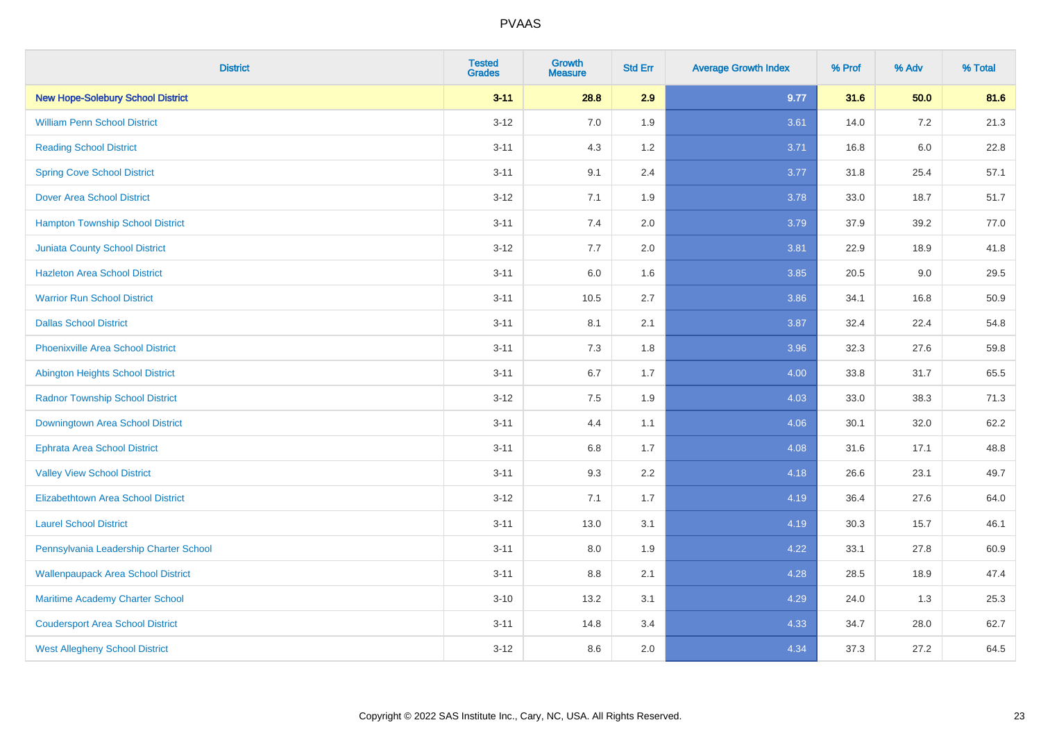| District | Tested Grades | Growth Measure | Std Err | Average Growth Index | % Prof | % Adv | % Total |
|---|---|---|---|---|---|---|---|
| **New Hope-Solebury School District** | **3-11** | **28.8** | **2.9** | **9.77** | **31.6** | **50.0** | **81.6** |
| William Penn School District | 3-12 | 7.0 | 1.9 | 3.61 | 14.0 | 7.2 | 21.3 |
| Reading School District | 3-11 | 4.3 | 1.2 | 3.71 | 16.8 | 6.0 | 22.8 |
| Spring Cove School District | 3-11 | 9.1 | 2.4 | 3.77 | 31.8 | 25.4 | 57.1 |
| Dover Area School District | 3-12 | 7.1 | 1.9 | 3.78 | 33.0 | 18.7 | 51.7 |
| Hampton Township School District | 3-11 | 7.4 | 2.0 | 3.79 | 37.9 | 39.2 | 77.0 |
| Juniata County School District | 3-12 | 7.7 | 2.0 | 3.81 | 22.9 | 18.9 | 41.8 |
| Hazleton Area School District | 3-11 | 6.0 | 1.6 | 3.85 | 20.5 | 9.0 | 29.5 |
| Warrior Run School District | 3-11 | 10.5 | 2.7 | 3.86 | 34.1 | 16.8 | 50.9 |
| Dallas School District | 3-11 | 8.1 | 2.1 | 3.87 | 32.4 | 22.4 | 54.8 |
| Phoenixville Area School District | 3-11 | 7.3 | 1.8 | 3.96 | 32.3 | 27.6 | 59.8 |
| Abington Heights School District | 3-11 | 6.7 | 1.7 | 4.00 | 33.8 | 31.7 | 65.5 |
| Radnor Township School District | 3-12 | 7.5 | 1.9 | 4.03 | 33.0 | 38.3 | 71.3 |
| Downingtown Area School District | 3-11 | 4.4 | 1.1 | 4.06 | 30.1 | 32.0 | 62.2 |
| Ephrata Area School District | 3-11 | 6.8 | 1.7 | 4.08 | 31.6 | 17.1 | 48.8 |
| Valley View School District | 3-11 | 9.3 | 2.2 | 4.18 | 26.6 | 23.1 | 49.7 |
| Elizabethtown Area School District | 3-12 | 7.1 | 1.7 | 4.19 | 36.4 | 27.6 | 64.0 |
| Laurel School District | 3-11 | 13.0 | 3.1 | 4.19 | 30.3 | 15.7 | 46.1 |
| Pennsylvania Leadership Charter School | 3-11 | 8.0 | 1.9 | 4.22 | 33.1 | 27.8 | 60.9 |
| Wallenpaupack Area School District | 3-11 | 8.8 | 2.1 | 4.28 | 28.5 | 18.9 | 47.4 |
| Maritime Academy Charter School | 3-10 | 13.2 | 3.1 | 4.29 | 24.0 | 1.3 | 25.3 |
| Coudersport Area School District | 3-11 | 14.8 | 3.4 | 4.33 | 34.7 | 28.0 | 62.7 |
| West Allegheny School District | 3-12 | 8.6 | 2.0 | 4.34 | 37.3 | 27.2 | 64.5 |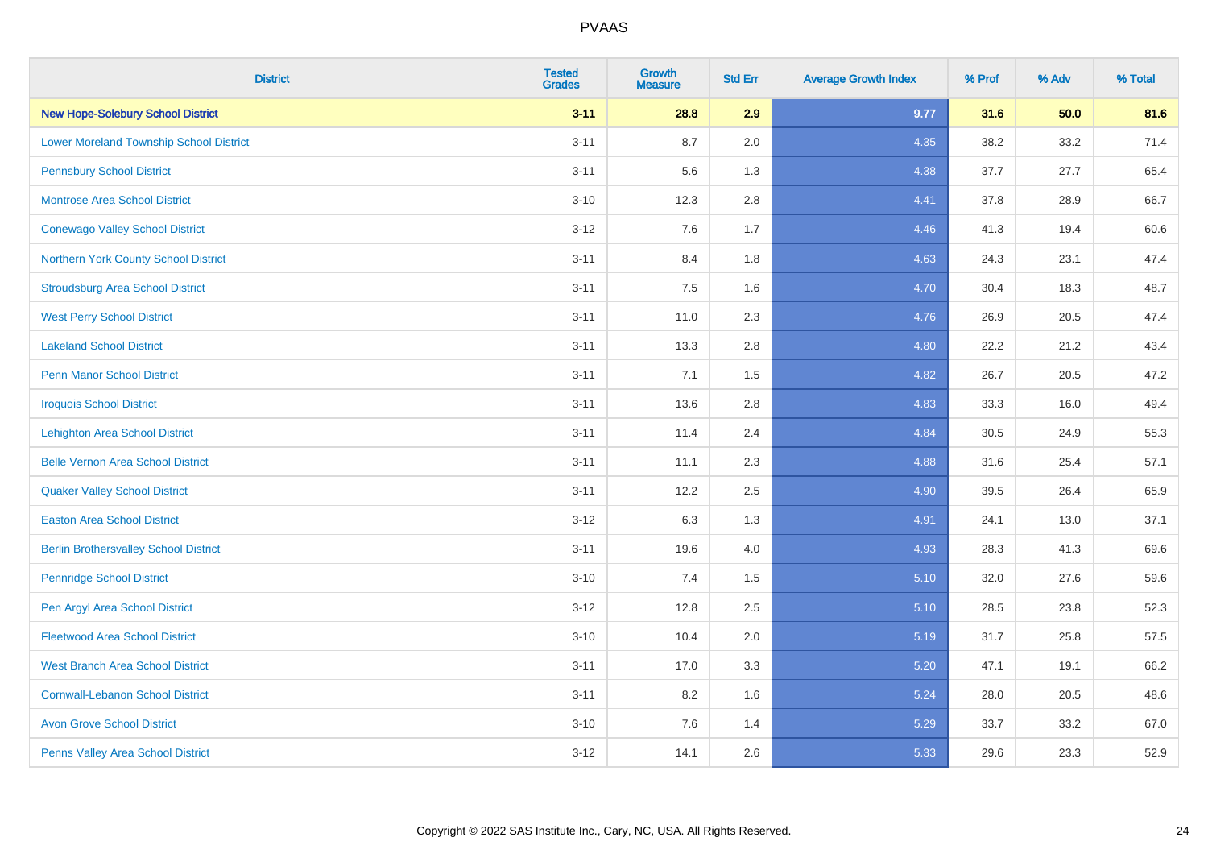# PVAAS

| District | Tested Grades | Growth Measure | Std Err | Average Growth Index | % Prof | % Adv | % Total |
|---|---|---|---|---|---|---|---|
| **New Hope-Solebury School District** | **3-11** | **28.8** | **2.9** | **9.77** | **31.6** | **50.0** | **81.6** |
| Lower Moreland Township School District | 3-11 | 8.7 | 2.0 | 4.35 | 38.2 | 33.2 | 71.4 |
| Pennsbury School District | 3-11 | 5.6 | 1.3 | 4.38 | 37.7 | 27.7 | 65.4 |
| Montrose Area School District | 3-10 | 12.3 | 2.8 | 4.41 | 37.8 | 28.9 | 66.7 |
| Conewago Valley School District | 3-12 | 7.6 | 1.7 | 4.46 | 41.3 | 19.4 | 60.6 |
| Northern York County School District | 3-11 | 8.4 | 1.8 | 4.63 | 24.3 | 23.1 | 47.4 |
| Stroudsburg Area School District | 3-11 | 7.5 | 1.6 | 4.70 | 30.4 | 18.3 | 48.7 |
| West Perry School District | 3-11 | 11.0 | 2.3 | 4.76 | 26.9 | 20.5 | 47.4 |
| Lakeland School District | 3-11 | 13.3 | 2.8 | 4.80 | 22.2 | 21.2 | 43.4 |
| Penn Manor School District | 3-11 | 7.1 | 1.5 | 4.82 | 26.7 | 20.5 | 47.2 |
| Iroquois School District | 3-11 | 13.6 | 2.8 | 4.83 | 33.3 | 16.0 | 49.4 |
| Lehighton Area School District | 3-11 | 11.4 | 2.4 | 4.84 | 30.5 | 24.9 | 55.3 |
| Belle Vernon Area School District | 3-11 | 11.1 | 2.3 | 4.88 | 31.6 | 25.4 | 57.1 |
| Quaker Valley School District | 3-11 | 12.2 | 2.5 | 4.90 | 39.5 | 26.4 | 65.9 |
| Easton Area School District | 3-12 | 6.3 | 1.3 | 4.91 | 24.1 | 13.0 | 37.1 |
| Berlin Brothersvalley School District | 3-11 | 19.6 | 4.0 | 4.93 | 28.3 | 41.3 | 69.6 |
| Pennridge School District | 3-10 | 7.4 | 1.5 | 5.10 | 32.0 | 27.6 | 59.6 |
| Pen Argyl Area School District | 3-12 | 12.8 | 2.5 | 5.10 | 28.5 | 23.8 | 52.3 |
| Fleetwood Area School District | 3-10 | 10.4 | 2.0 | 5.19 | 31.7 | 25.8 | 57.5 |
| West Branch Area School District | 3-11 | 17.0 | 3.3 | 5.20 | 47.1 | 19.1 | 66.2 |
| Cornwall-Lebanon School District | 3-11 | 8.2 | 1.6 | 5.24 | 28.0 | 20.5 | 48.6 |
| Avon Grove School District | 3-10 | 7.6 | 1.4 | 5.29 | 33.7 | 33.2 | 67.0 |
| Penns Valley Area School District | 3-12 | 14.1 | 2.6 | 5.33 | 29.6 | 23.3 | 52.9 |

Copyright © 2022 SAS Institute Inc., Cary, NC, USA. All Rights Reserved.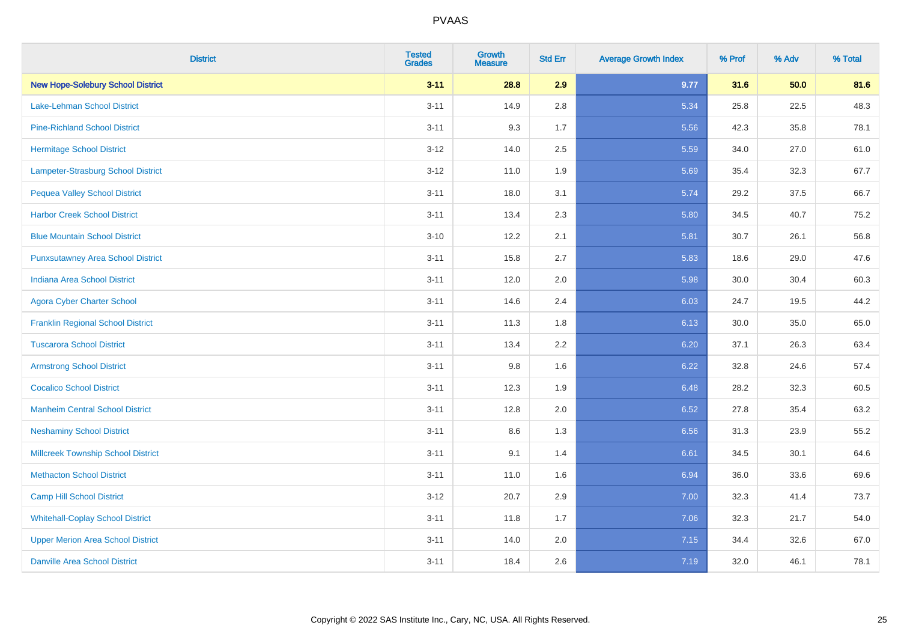PVAAS

| District | Tested Grades | Growth Measure | Std Err | Average Growth Index | % Prof | % Adv | % Total |
|---|---|---|---|---|---|---|---|
| **New Hope-Solebury School District** | **3-11** | **28.8** | **2.9** | **9.77** | **31.6** | **50.0** | **81.6** |
| Lake-Lehman School District | 3-11 | 14.9 | 2.8 | 5.34 | 25.8 | 22.5 | 48.3 |
| Pine-Richland School District | 3-11 | 9.3 | 1.7 | 5.56 | 42.3 | 35.8 | 78.1 |
| Hermitage School District | 3-12 | 14.0 | 2.5 | 5.59 | 34.0 | 27.0 | 61.0 |
| Lampeter-Strasburg School District | 3-12 | 11.0 | 1.9 | 5.69 | 35.4 | 32.3 | 67.7 |
| Pequea Valley School District | 3-11 | 18.0 | 3.1 | 5.74 | 29.2 | 37.5 | 66.7 |
| Harbor Creek School District | 3-11 | 13.4 | 2.3 | 5.80 | 34.5 | 40.7 | 75.2 |
| Blue Mountain School District | 3-10 | 12.2 | 2.1 | 5.81 | 30.7 | 26.1 | 56.8 |
| Punxsutawney Area School District | 3-11 | 15.8 | 2.7 | 5.83 | 18.6 | 29.0 | 47.6 |
| Indiana Area School District | 3-11 | 12.0 | 2.0 | 5.98 | 30.0 | 30.4 | 60.3 |
| Agora Cyber Charter School | 3-11 | 14.6 | 2.4 | 6.03 | 24.7 | 19.5 | 44.2 |
| Franklin Regional School District | 3-11 | 11.3 | 1.8 | 6.13 | 30.0 | 35.0 | 65.0 |
| Tuscarora School District | 3-11 | 13.4 | 2.2 | 6.20 | 37.1 | 26.3 | 63.4 |
| Armstrong School District | 3-11 | 9.8 | 1.6 | 6.22 | 32.8 | 24.6 | 57.4 |
| Cocalico School District | 3-11 | 12.3 | 1.9 | 6.48 | 28.2 | 32.3 | 60.5 |
| Manheim Central School District | 3-11 | 12.8 | 2.0 | 6.52 | 27.8 | 35.4 | 63.2 |
| Neshaminy School District | 3-11 | 8.6 | 1.3 | 6.56 | 31.3 | 23.9 | 55.2 |
| Millcreek Township School District | 3-11 | 9.1 | 1.4 | 6.61 | 34.5 | 30.1 | 64.6 |
| Methacton School District | 3-11 | 11.0 | 1.6 | 6.94 | 36.0 | 33.6 | 69.6 |
| Camp Hill School District | 3-12 | 20.7 | 2.9 | 7.00 | 32.3 | 41.4 | 73.7 |
| Whitehall-Coplay School District | 3-11 | 11.8 | 1.7 | 7.06 | 32.3 | 21.7 | 54.0 |
| Upper Merion Area School District | 3-11 | 14.0 | 2.0 | 7.15 | 34.4 | 32.6 | 67.0 |
| Danville Area School District | 3-11 | 18.4 | 2.6 | 7.19 | 32.0 | 46.1 | 78.1 |

Copyright © 2022 SAS Institute Inc., Cary, NC, USA. All Rights Reserved.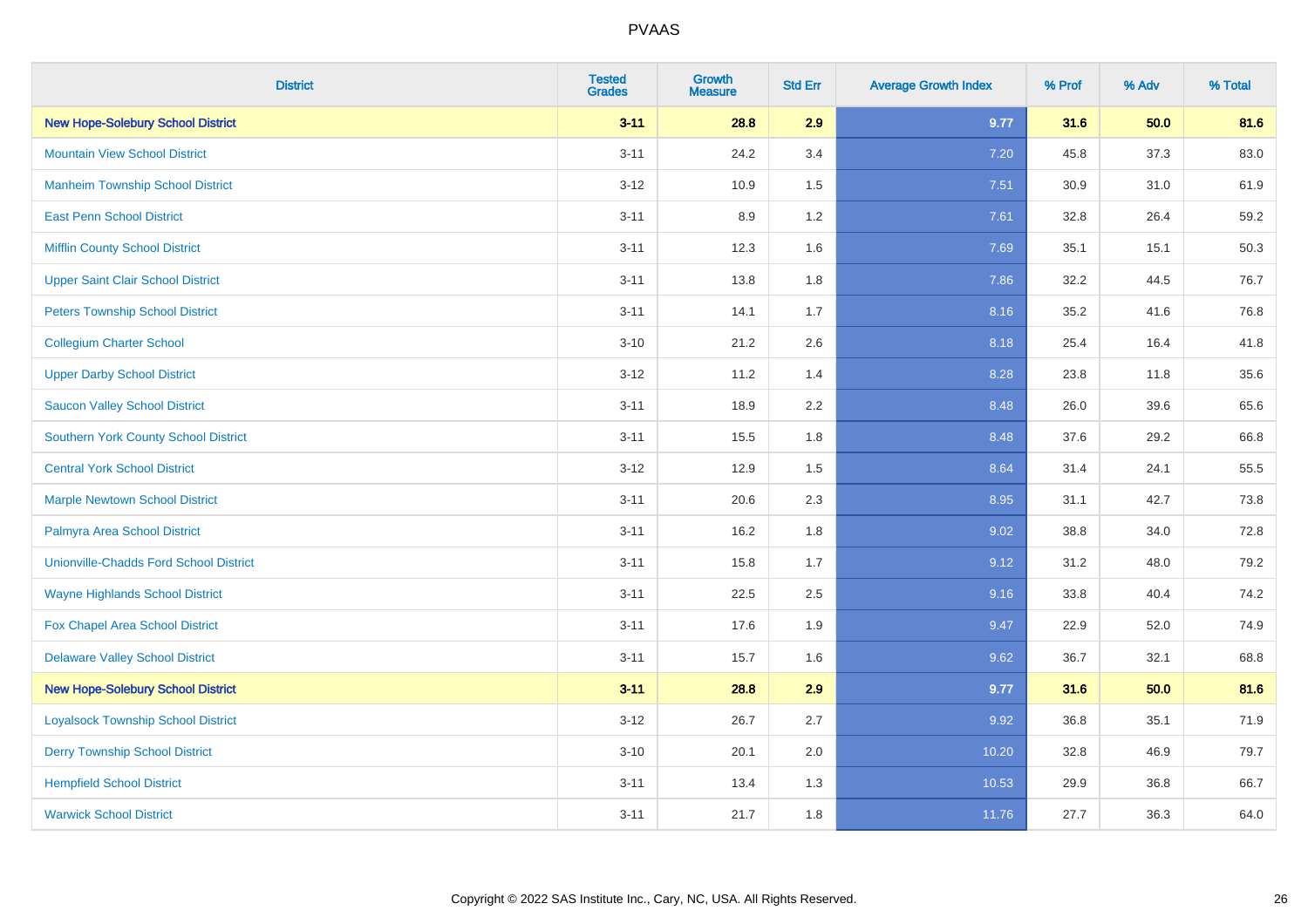| District | Tested Grades | Growth Measure | Std Err | Average Growth Index | % Prof | % Adv | % Total |
|---|---|---|---|---|---|---|---|
| **New Hope-Solebury School District** | **3-11** | **28.8** | **2.9** | **9.77** | **31.6** | **50.0** | **81.6** |
| Mountain View School District | 3-11 | 24.2 | 3.4 | 7.20 | 45.8 | 37.3 | 83.0 |
| Manheim Township School District | 3-12 | 10.9 | 1.5 | 7.51 | 30.9 | 31.0 | 61.9 |
| East Penn School District | 3-11 | 8.9 | 1.2 | 7.61 | 32.8 | 26.4 | 59.2 |
| Mifflin County School District | 3-11 | 12.3 | 1.6 | 7.69 | 35.1 | 15.1 | 50.3 |
| Upper Saint Clair School District | 3-11 | 13.8 | 1.8 | 7.86 | 32.2 | 44.5 | 76.7 |
| Peters Township School District | 3-11 | 14.1 | 1.7 | 8.16 | 35.2 | 41.6 | 76.8 |
| Collegium Charter School | 3-10 | 21.2 | 2.6 | 8.18 | 25.4 | 16.4 | 41.8 |
| Upper Darby School District | 3-12 | 11.2 | 1.4 | 8.28 | 23.8 | 11.8 | 35.6 |
| Saucon Valley School District | 3-11 | 18.9 | 2.2 | 8.48 | 26.0 | 39.6 | 65.6 |
| Southern York County School District | 3-11 | 15.5 | 1.8 | 8.48 | 37.6 | 29.2 | 66.8 |
| Central York School District | 3-12 | 12.9 | 1.5 | 8.64 | 31.4 | 24.1 | 55.5 |
| Marple Newtown School District | 3-11 | 20.6 | 2.3 | 8.95 | 31.1 | 42.7 | 73.8 |
| Palmyra Area School District | 3-11 | 16.2 | 1.8 | 9.02 | 38.8 | 34.0 | 72.8 |
| Unionville-Chadds Ford School District | 3-11 | 15.8 | 1.7 | 9.12 | 31.2 | 48.0 | 79.2 |
| Wayne Highlands School District | 3-11 | 22.5 | 2.5 | 9.16 | 33.8 | 40.4 | 74.2 |
| Fox Chapel Area School District | 3-11 | 17.6 | 1.9 | 9.47 | 22.9 | 52.0 | 74.9 |
| Delaware Valley School District | 3-11 | 15.7 | 1.6 | 9.62 | 36.7 | 32.1 | 68.8 |
| **New Hope-Solebury School District** | **3-11** | **28.8** | **2.9** | **9.77** | **31.6** | **50.0** | **81.6** |
| Loyalsock Township School District | 3-12 | 26.7 | 2.7 | 9.92 | 36.8 | 35.1 | 71.9 |
| Derry Township School District | 3-10 | 20.1 | 2.0 | 10.20 | 32.8 | 46.9 | 79.7 |
| Hempfield School District | 3-11 | 13.4 | 1.3 | 10.53 | 29.9 | 36.8 | 66.7 |
| Warwick School District | 3-11 | 21.7 | 1.8 | 11.76 | 27.7 | 36.3 | 64.0 |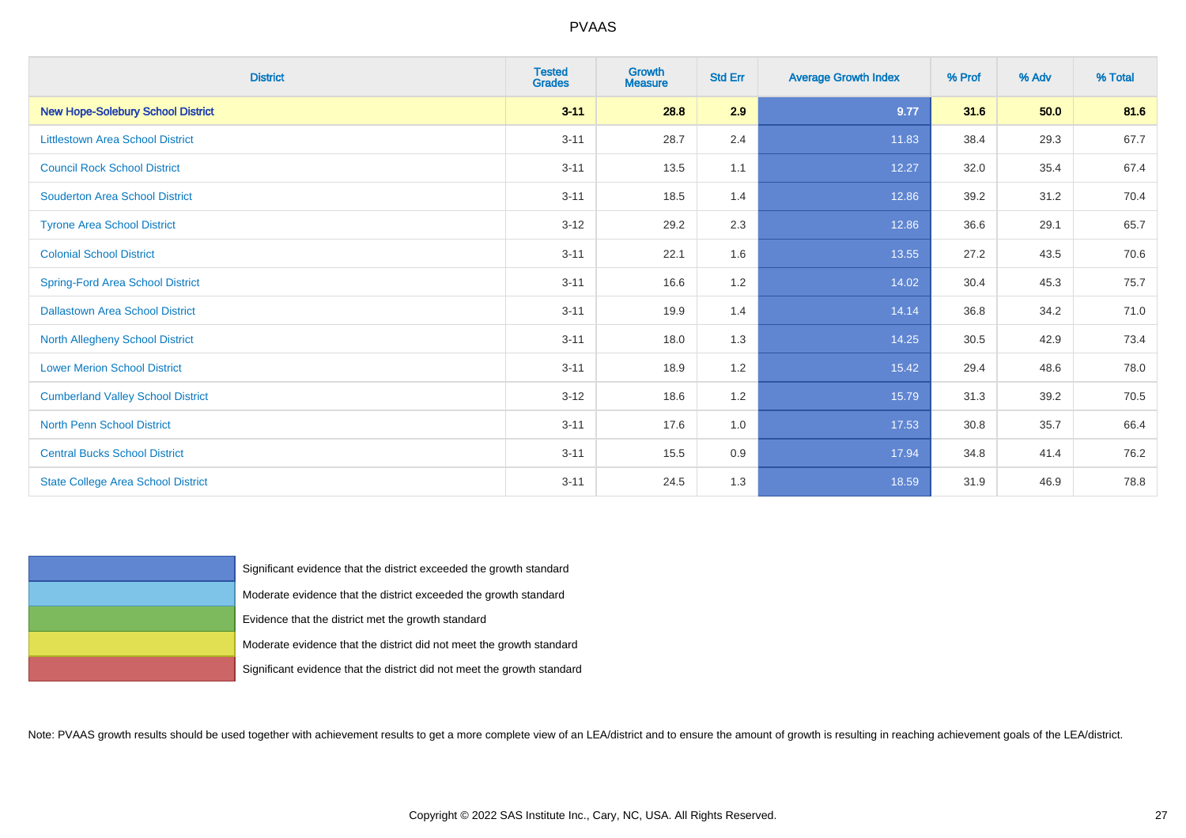PVAAS

| District | Tested Grades | Growth Measure | Std Err | Average Growth Index | % Prof | % Adv | % Total |
|---|---|---|---|---|---|---|---|
| **New Hope-Solebury School District** | **3-11** | **28.8** | **2.9** | **9.77** | **31.6** | **50.0** | **81.6** |
| Littlestown Area School District | 3-11 | 28.7 | 2.4 | 11.83 | 38.4 | 29.3 | 67.7 |
| Council Rock School District | 3-11 | 13.5 | 1.1 | 12.27 | 32.0 | 35.4 | 67.4 |
| Souderton Area School District | 3-11 | 18.5 | 1.4 | 12.86 | 39.2 | 31.2 | 70.4 |
| Tyrone Area School District | 3-12 | 29.2 | 2.3 | 12.86 | 36.6 | 29.1 | 65.7 |
| Colonial School District | 3-11 | 22.1 | 1.6 | 13.55 | 27.2 | 43.5 | 70.6 |
| Spring-Ford Area School District | 3-11 | 16.6 | 1.2 | 14.02 | 30.4 | 45.3 | 75.7 |
| Dallastown Area School District | 3-11 | 19.9 | 1.4 | 14.14 | 36.8 | 34.2 | 71.0 |
| North Allegheny School District | 3-11 | 18.0 | 1.3 | 14.25 | 30.5 | 42.9 | 73.4 |
| Lower Merion School District | 3-11 | 18.9 | 1.2 | 15.42 | 29.4 | 48.6 | 78.0 |
| Cumberland Valley School District | 3-12 | 18.6 | 1.2 | 15.79 | 31.3 | 39.2 | 70.5 |
| North Penn School District | 3-11 | 17.6 | 1.0 | 17.53 | 30.8 | 35.7 | 66.4 |
| Central Bucks School District | 3-11 | 15.5 | 0.9 | 17.94 | 34.8 | 41.4 | 76.2 |
| State College Area School District | 3-11 | 24.5 | 1.3 | 18.59 | 31.9 | 46.9 | 78.8 |

Significant evidence that the district exceeded the growth standard

Moderate evidence that the district exceeded the growth standard

Evidence that the district met the growth standard

Moderate evidence that the district did not meet the growth standard

Significant evidence that the district did not meet the growth standard

Note: PVAAS growth results should be used together with achievement results to get a more complete view of an LEA/district and to ensure the amount of growth is resulting in reaching achievement goals of the LEA/district.

Copyright © 2022 SAS Institute Inc., Cary, NC, USA. All Rights Reserved.